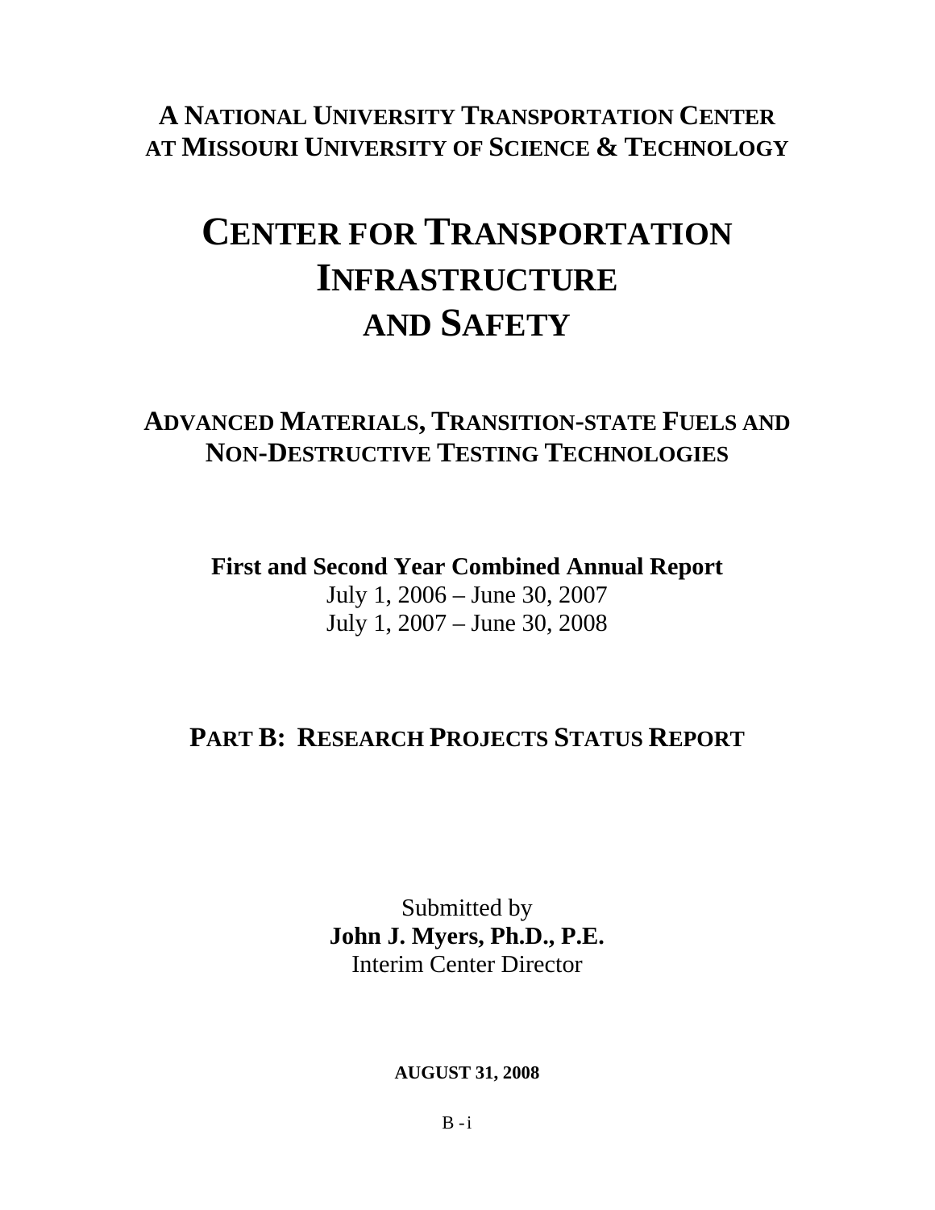## A National University Transportation Center at Missouri University of Science & Technology

# Center for Transportation Infrastructure and Safety

## Advanced Materials, Transition-state Fuels and Non-Destructive Testing Technologies

**First and Second Year Combined Annual Report**

July 1, 2006 – June 30, 2007

July 1, 2007 – June 30, 2008

## Part B: Research Projects Status Report

Submitted by

**John J. Myers, Ph.D., P.E.**

Interim Center Director

**AUGUST 31, 2008**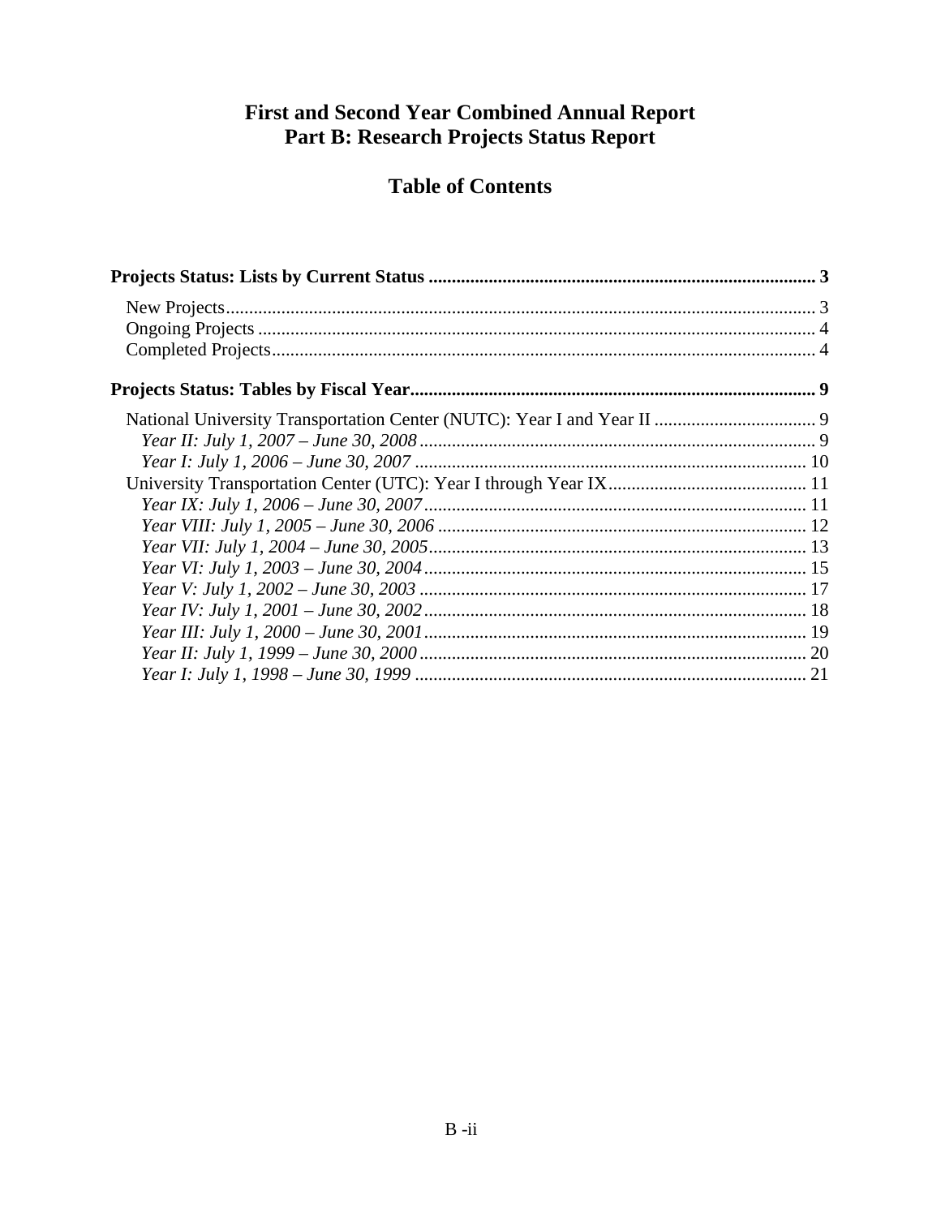# First and Second Year Combined Annual Report
# Part B: Research Projects Status Report

## Table of Contents

**Projects Status: Lists by Current Status .................................................................................. 3**

- New Projects ............................................................................................................................. 3
- Ongoing Projects ....................................................................................................................... 4
- Completed Projects .................................................................................................................... 4

**Projects Status: Tables by Fiscal Year ...................................................................................... 9**

- National University Transportation Center (NUTC): Year I and Year II .................................. 9
  - *Year II: July 1, 2007 – June 30, 2008* ..................................................................................... 9
  - *Year I: July 1, 2006 – June 30, 2007* ..................................................................................... 10
- University Transportation Center (UTC): Year I through Year IX ........................................... 11
  - *Year IX: July 1, 2006 – June 30, 2007* .................................................................................. 11
  - *Year VIII: July 1, 2005 – June 30, 2006* ................................................................................ 12
  - *Year VII: July 1, 2004 – June 30, 2005* ................................................................................. 13
  - *Year VI: July 1, 2003 – June 30, 2004* .................................................................................. 15
  - *Year V: July 1, 2002 – June 30, 2003* ................................................................................... 17
  - *Year IV: July 1, 2001 – June 30, 2002* .................................................................................. 18
  - *Year III: July 1, 2000 – June 30, 2001* .................................................................................. 19
  - *Year II: July 1, 1999 – June 30, 2000* ................................................................................... 20
  - *Year I: July 1, 1998 – June 30, 1999* ..................................................................................... 21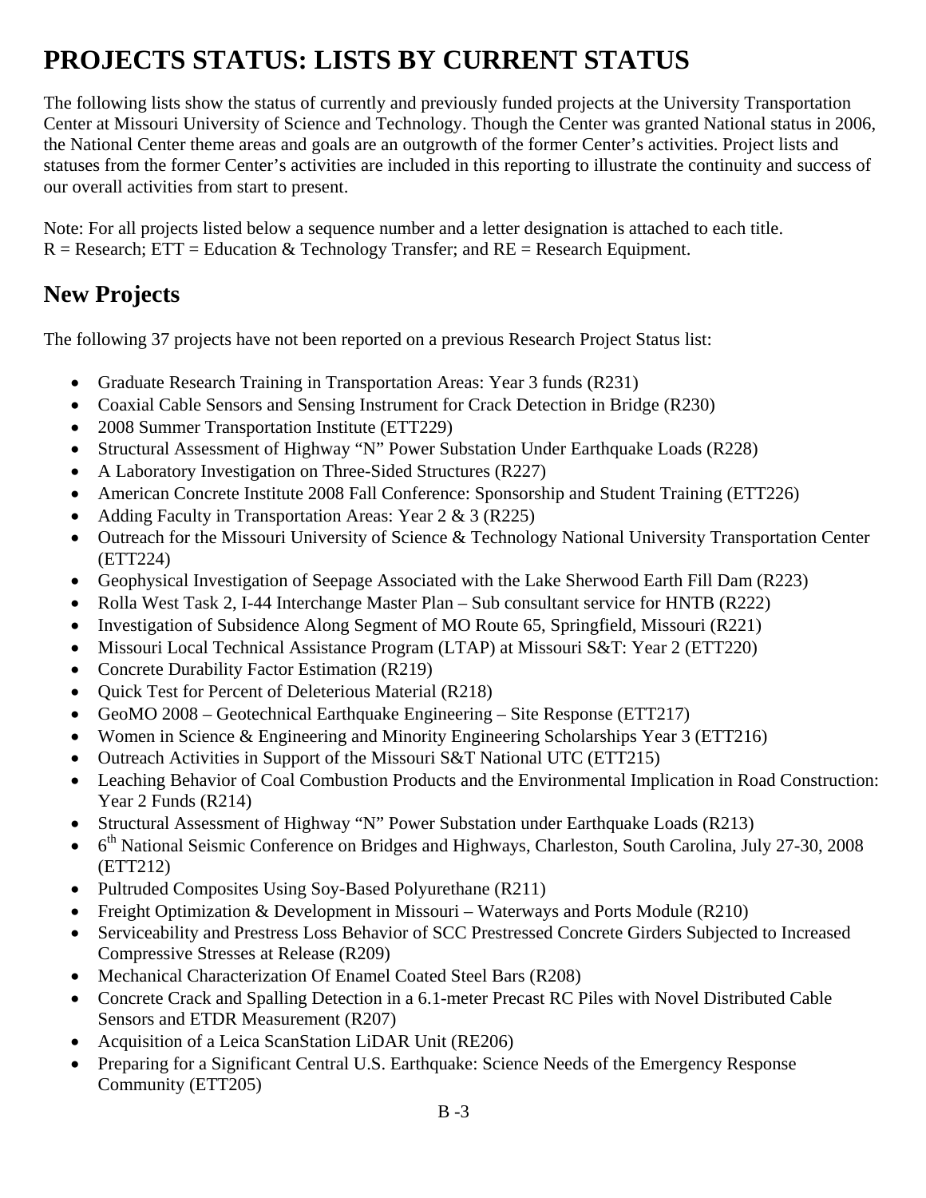# PROJECTS STATUS: LISTS BY CURRENT STATUS

The following lists show the status of currently and previously funded projects at the University Transportation Center at Missouri University of Science and Technology. Though the Center was granted National status in 2006, the National Center theme areas and goals are an outgrowth of the former Center's activities. Project lists and statuses from the former Center's activities are included in this reporting to illustrate the continuity and success of our overall activities from start to present.

Note: For all projects listed below a sequence number and a letter designation is attached to each title. R = Research; ETT = Education & Technology Transfer; and RE = Research Equipment.

## New Projects

The following 37 projects have not been reported on a previous Research Project Status list:

- Graduate Research Training in Transportation Areas: Year 3 funds (R231)
- Coaxial Cable Sensors and Sensing Instrument for Crack Detection in Bridge (R230)
- 2008 Summer Transportation Institute (ETT229)
- Structural Assessment of Highway "N" Power Substation Under Earthquake Loads (R228)
- A Laboratory Investigation on Three-Sided Structures (R227)
- American Concrete Institute 2008 Fall Conference: Sponsorship and Student Training (ETT226)
- Adding Faculty in Transportation Areas: Year 2 & 3 (R225)
- Outreach for the Missouri University of Science & Technology National University Transportation Center (ETT224)
- Geophysical Investigation of Seepage Associated with the Lake Sherwood Earth Fill Dam (R223)
- Rolla West Task 2, I-44 Interchange Master Plan – Sub consultant service for HNTB (R222)
- Investigation of Subsidence Along Segment of MO Route 65, Springfield, Missouri (R221)
- Missouri Local Technical Assistance Program (LTAP) at Missouri S&T: Year 2 (ETT220)
- Concrete Durability Factor Estimation (R219)
- Quick Test for Percent of Deleterious Material (R218)
- GeoMO 2008 – Geotechnical Earthquake Engineering – Site Response (ETT217)
- Women in Science & Engineering and Minority Engineering Scholarships Year 3 (ETT216)
- Outreach Activities in Support of the Missouri S&T National UTC (ETT215)
- Leaching Behavior of Coal Combustion Products and the Environmental Implication in Road Construction: Year 2 Funds (R214)
- Structural Assessment of Highway "N" Power Substation under Earthquake Loads (R213)
- 6th National Seismic Conference on Bridges and Highways, Charleston, South Carolina, July 27-30, 2008 (ETT212)
- Pultruded Composites Using Soy-Based Polyurethane (R211)
- Freight Optimization & Development in Missouri – Waterways and Ports Module (R210)
- Serviceability and Prestress Loss Behavior of SCC Prestressed Concrete Girders Subjected to Increased Compressive Stresses at Release (R209)
- Mechanical Characterization Of Enamel Coated Steel Bars (R208)
- Concrete Crack and Spalling Detection in a 6.1-meter Precast RC Piles with Novel Distributed Cable Sensors and ETDR Measurement (R207)
- Acquisition of a Leica ScanStation LiDAR Unit (RE206)
- Preparing for a Significant Central U.S. Earthquake: Science Needs of the Emergency Response Community (ETT205)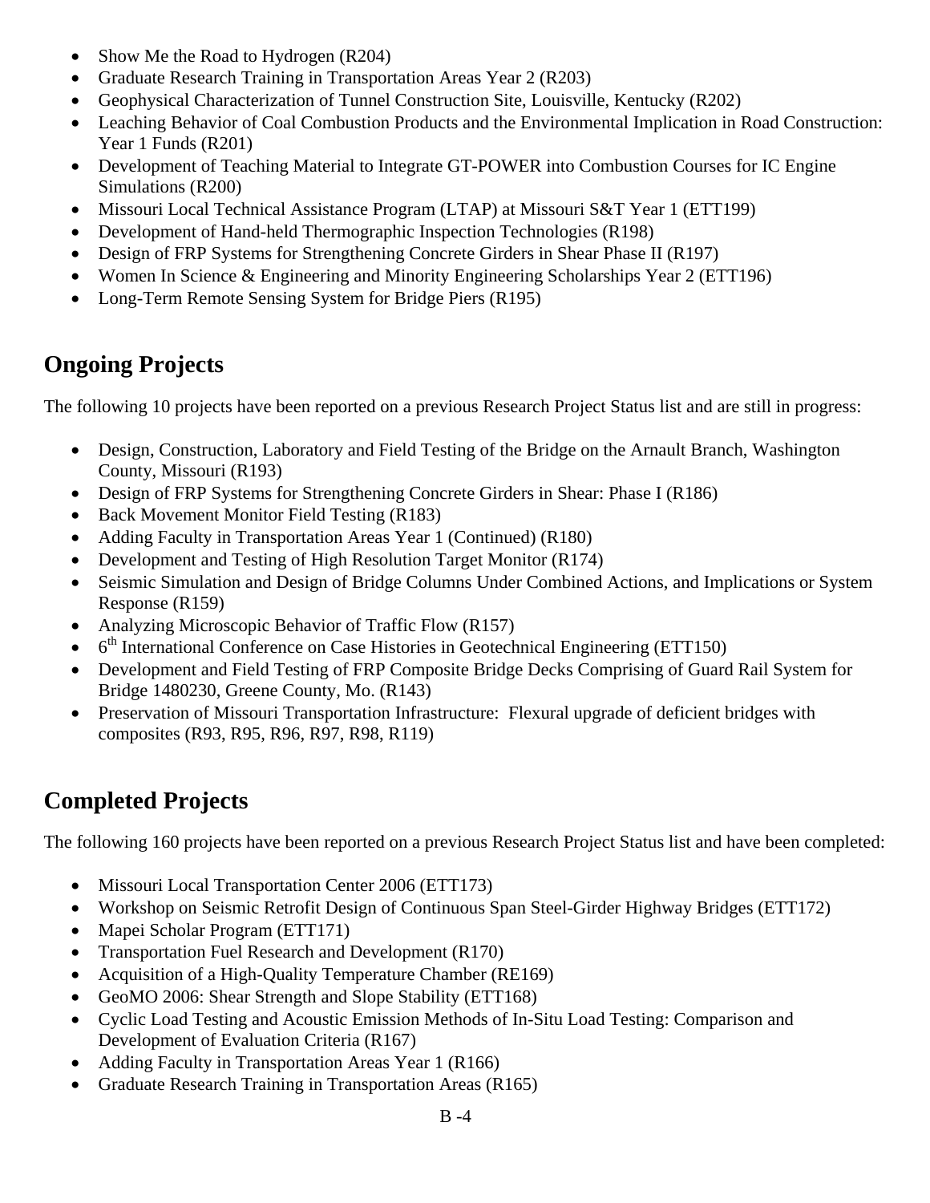- Show Me the Road to Hydrogen (R204)
- Graduate Research Training in Transportation Areas Year 2 (R203)
- Geophysical Characterization of Tunnel Construction Site, Louisville, Kentucky (R202)
- Leaching Behavior of Coal Combustion Products and the Environmental Implication in Road Construction: Year 1 Funds (R201)
- Development of Teaching Material to Integrate GT-POWER into Combustion Courses for IC Engine Simulations (R200)
- Missouri Local Technical Assistance Program (LTAP) at Missouri S&T Year 1 (ETT199)
- Development of Hand-held Thermographic Inspection Technologies (R198)
- Design of FRP Systems for Strengthening Concrete Girders in Shear Phase II (R197)
- Women In Science & Engineering and Minority Engineering Scholarships Year 2 (ETT196)
- Long-Term Remote Sensing System for Bridge Piers (R195)

## Ongoing Projects

The following 10 projects have been reported on a previous Research Project Status list and are still in progress:

- Design, Construction, Laboratory and Field Testing of the Bridge on the Arnault Branch, Washington County, Missouri (R193)
- Design of FRP Systems for Strengthening Concrete Girders in Shear: Phase I (R186)
- Back Movement Monitor Field Testing (R183)
- Adding Faculty in Transportation Areas Year 1 (Continued) (R180)
- Development and Testing of High Resolution Target Monitor (R174)
- Seismic Simulation and Design of Bridge Columns Under Combined Actions, and Implications or System Response (R159)
- Analyzing Microscopic Behavior of Traffic Flow (R157)
- 6th International Conference on Case Histories in Geotechnical Engineering (ETT150)
- Development and Field Testing of FRP Composite Bridge Decks Comprising of Guard Rail System for Bridge 1480230, Greene County, Mo. (R143)
- Preservation of Missouri Transportation Infrastructure: Flexural upgrade of deficient bridges with composites (R93, R95, R96, R97, R98, R119)

## Completed Projects

The following 160 projects have been reported on a previous Research Project Status list and have been completed:

- Missouri Local Transportation Center 2006 (ETT173)
- Workshop on Seismic Retrofit Design of Continuous Span Steel-Girder Highway Bridges (ETT172)
- Mapei Scholar Program (ETT171)
- Transportation Fuel Research and Development (R170)
- Acquisition of a High-Quality Temperature Chamber (RE169)
- GeoMO 2006: Shear Strength and Slope Stability (ETT168)
- Cyclic Load Testing and Acoustic Emission Methods of In-Situ Load Testing: Comparison and Development of Evaluation Criteria (R167)
- Adding Faculty in Transportation Areas Year 1 (R166)
- Graduate Research Training in Transportation Areas (R165)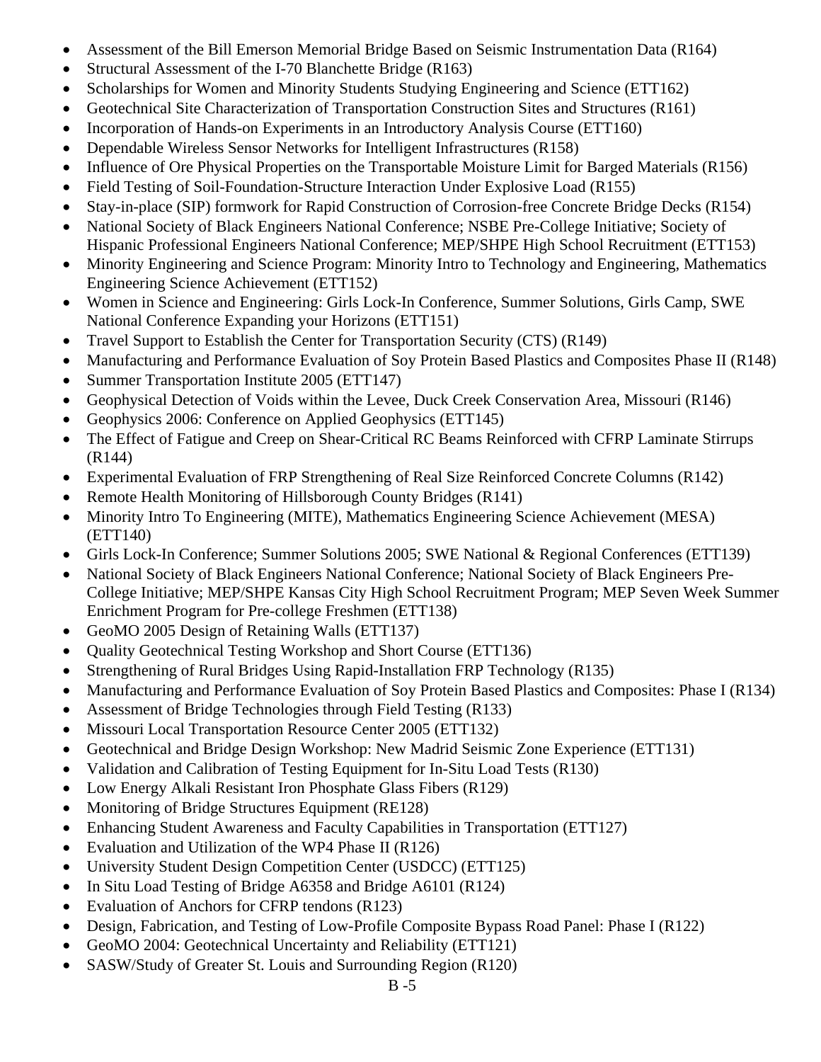- Assessment of the Bill Emerson Memorial Bridge Based on Seismic Instrumentation Data (R164)
- Structural Assessment of the I-70 Blanchette Bridge (R163)
- Scholarships for Women and Minority Students Studying Engineering and Science (ETT162)
- Geotechnical Site Characterization of Transportation Construction Sites and Structures (R161)
- Incorporation of Hands-on Experiments in an Introductory Analysis Course (ETT160)
- Dependable Wireless Sensor Networks for Intelligent Infrastructures (R158)
- Influence of Ore Physical Properties on the Transportable Moisture Limit for Barged Materials (R156)
- Field Testing of Soil-Foundation-Structure Interaction Under Explosive Load (R155)
- Stay-in-place (SIP) formwork for Rapid Construction of Corrosion-free Concrete Bridge Decks (R154)
- National Society of Black Engineers National Conference; NSBE Pre-College Initiative; Society of Hispanic Professional Engineers National Conference; MEP/SHPE High School Recruitment (ETT153)
- Minority Engineering and Science Program: Minority Intro to Technology and Engineering, Mathematics Engineering Science Achievement (ETT152)
- Women in Science and Engineering: Girls Lock-In Conference, Summer Solutions, Girls Camp, SWE National Conference Expanding your Horizons (ETT151)
- Travel Support to Establish the Center for Transportation Security (CTS) (R149)
- Manufacturing and Performance Evaluation of Soy Protein Based Plastics and Composites Phase II (R148)
- Summer Transportation Institute 2005 (ETT147)
- Geophysical Detection of Voids within the Levee, Duck Creek Conservation Area, Missouri (R146)
- Geophysics 2006: Conference on Applied Geophysics (ETT145)
- The Effect of Fatigue and Creep on Shear-Critical RC Beams Reinforced with CFRP Laminate Stirrups (R144)
- Experimental Evaluation of FRP Strengthening of Real Size Reinforced Concrete Columns (R142)
- Remote Health Monitoring of Hillsborough County Bridges (R141)
- Minority Intro To Engineering (MITE), Mathematics Engineering Science Achievement (MESA) (ETT140)
- Girls Lock-In Conference; Summer Solutions 2005; SWE National & Regional Conferences (ETT139)
- National Society of Black Engineers National Conference; National Society of Black Engineers Pre-College Initiative; MEP/SHPE Kansas City High School Recruitment Program; MEP Seven Week Summer Enrichment Program for Pre-college Freshmen (ETT138)
- GeoMO 2005 Design of Retaining Walls (ETT137)
- Quality Geotechnical Testing Workshop and Short Course (ETT136)
- Strengthening of Rural Bridges Using Rapid-Installation FRP Technology (R135)
- Manufacturing and Performance Evaluation of Soy Protein Based Plastics and Composites: Phase I (R134)
- Assessment of Bridge Technologies through Field Testing (R133)
- Missouri Local Transportation Resource Center 2005 (ETT132)
- Geotechnical and Bridge Design Workshop: New Madrid Seismic Zone Experience (ETT131)
- Validation and Calibration of Testing Equipment for In-Situ Load Tests (R130)
- Low Energy Alkali Resistant Iron Phosphate Glass Fibers (R129)
- Monitoring of Bridge Structures Equipment (RE128)
- Enhancing Student Awareness and Faculty Capabilities in Transportation (ETT127)
- Evaluation and Utilization of the WP4 Phase II (R126)
- University Student Design Competition Center (USDCC) (ETT125)
- In Situ Load Testing of Bridge A6358 and Bridge A6101 (R124)
- Evaluation of Anchors for CFRP tendons (R123)
- Design, Fabrication, and Testing of Low-Profile Composite Bypass Road Panel: Phase I (R122)
- GeoMO 2004: Geotechnical Uncertainty and Reliability (ETT121)
- SASW/Study of Greater St. Louis and Surrounding Region (R120)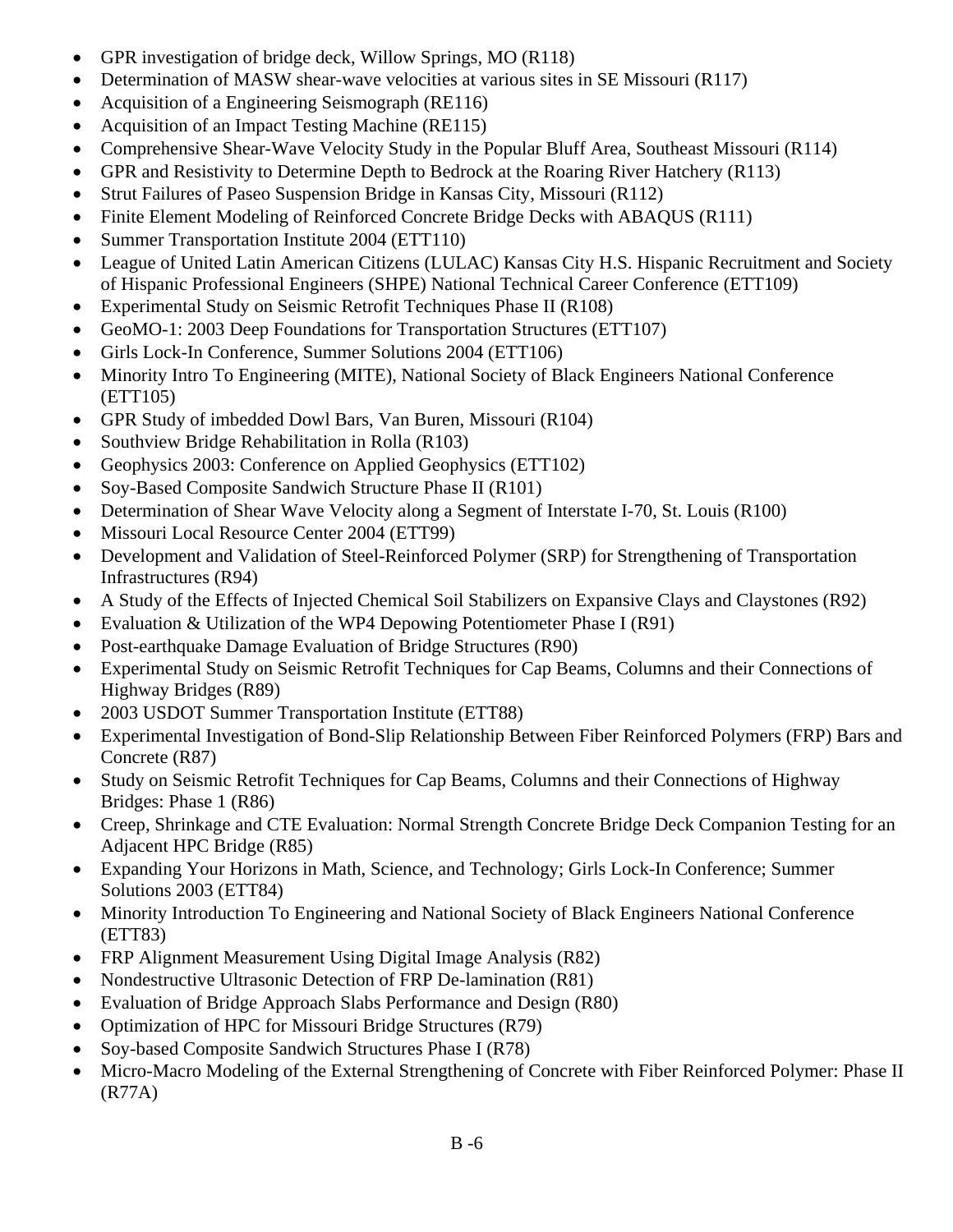- GPR investigation of bridge deck, Willow Springs, MO (R118)
- Determination of MASW shear-wave velocities at various sites in SE Missouri (R117)
- Acquisition of a Engineering Seismograph (RE116)
- Acquisition of an Impact Testing Machine (RE115)
- Comprehensive Shear-Wave Velocity Study in the Popular Bluff Area, Southeast Missouri (R114)
- GPR and Resistivity to Determine Depth to Bedrock at the Roaring River Hatchery (R113)
- Strut Failures of Paseo Suspension Bridge in Kansas City, Missouri (R112)
- Finite Element Modeling of Reinforced Concrete Bridge Decks with ABAQUS (R111)
- Summer Transportation Institute 2004 (ETT110)
- League of United Latin American Citizens (LULAC) Kansas City H.S. Hispanic Recruitment and Society of Hispanic Professional Engineers (SHPE) National Technical Career Conference (ETT109)
- Experimental Study on Seismic Retrofit Techniques Phase II (R108)
- GeoMO-1: 2003 Deep Foundations for Transportation Structures (ETT107)
- Girls Lock-In Conference, Summer Solutions 2004 (ETT106)
- Minority Intro To Engineering (MITE), National Society of Black Engineers National Conference (ETT105)
- GPR Study of imbedded Dowl Bars, Van Buren, Missouri (R104)
- Southview Bridge Rehabilitation in Rolla (R103)
- Geophysics 2003: Conference on Applied Geophysics (ETT102)
- Soy-Based Composite Sandwich Structure Phase II (R101)
- Determination of Shear Wave Velocity along a Segment of Interstate I-70, St. Louis (R100)
- Missouri Local Resource Center 2004 (ETT99)
- Development and Validation of Steel-Reinforced Polymer (SRP) for Strengthening of Transportation Infrastructures (R94)
- A Study of the Effects of Injected Chemical Soil Stabilizers on Expansive Clays and Claystones (R92)
- Evaluation & Utilization of the WP4 Depowing Potentiometer Phase I (R91)
- Post-earthquake Damage Evaluation of Bridge Structures (R90)
- Experimental Study on Seismic Retrofit Techniques for Cap Beams, Columns and their Connections of Highway Bridges (R89)
- 2003 USDOT Summer Transportation Institute (ETT88)
- Experimental Investigation of Bond-Slip Relationship Between Fiber Reinforced Polymers (FRP) Bars and Concrete (R87)
- Study on Seismic Retrofit Techniques for Cap Beams, Columns and their Connections of Highway Bridges: Phase 1 (R86)
- Creep, Shrinkage and CTE Evaluation: Normal Strength Concrete Bridge Deck Companion Testing for an Adjacent HPC Bridge (R85)
- Expanding Your Horizons in Math, Science, and Technology; Girls Lock-In Conference; Summer Solutions 2003 (ETT84)
- Minority Introduction To Engineering and National Society of Black Engineers National Conference (ETT83)
- FRP Alignment Measurement Using Digital Image Analysis (R82)
- Nondestructive Ultrasonic Detection of FRP De-lamination (R81)
- Evaluation of Bridge Approach Slabs Performance and Design (R80)
- Optimization of HPC for Missouri Bridge Structures (R79)
- Soy-based Composite Sandwich Structures Phase I (R78)
- Micro-Macro Modeling of the External Strengthening of Concrete with Fiber Reinforced Polymer: Phase II (R77A)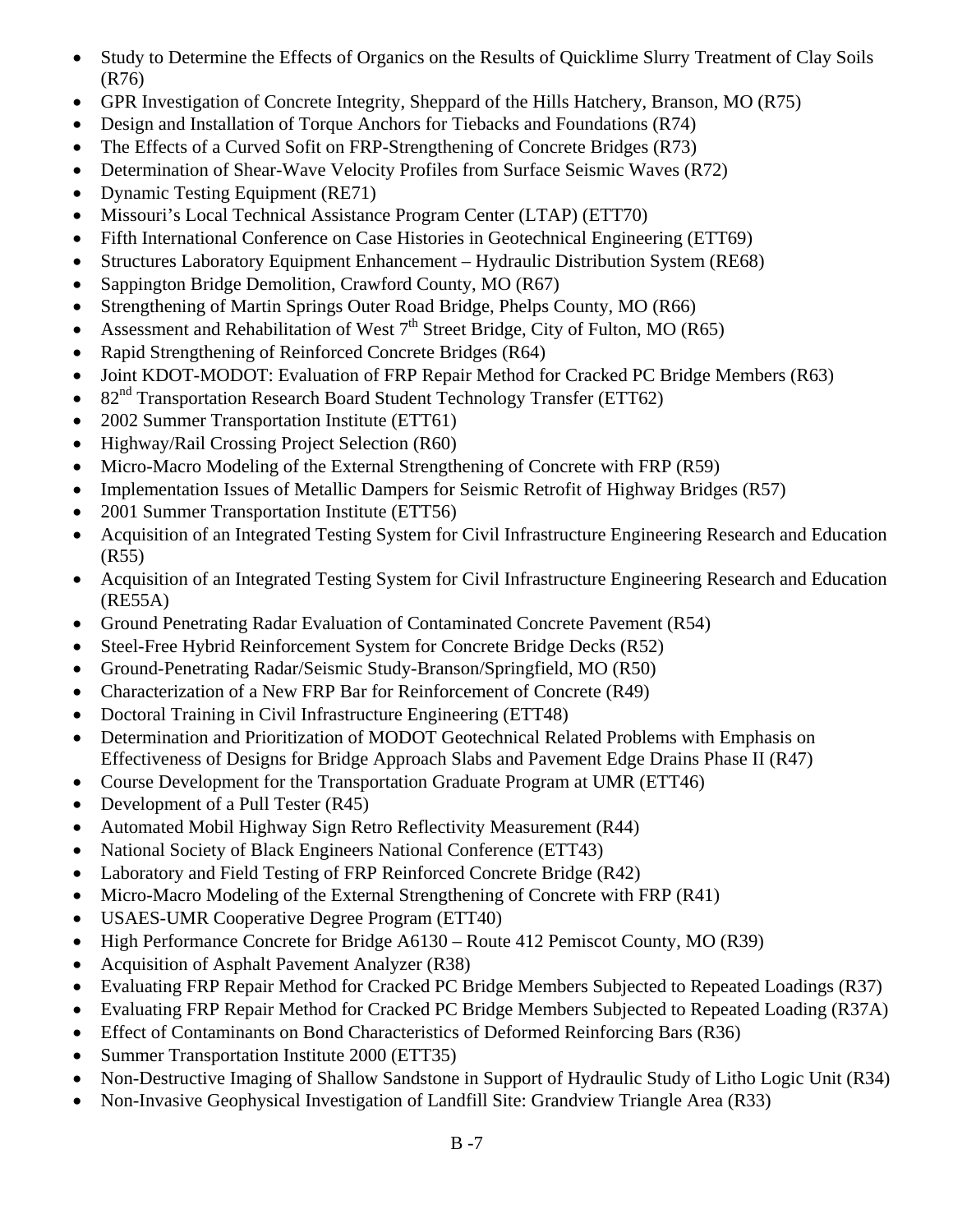- Study to Determine the Effects of Organics on the Results of Quicklime Slurry Treatment of Clay Soils (R76)
- GPR Investigation of Concrete Integrity, Sheppard of the Hills Hatchery, Branson, MO (R75)
- Design and Installation of Torque Anchors for Tiebacks and Foundations (R74)
- The Effects of a Curved Sofit on FRP-Strengthening of Concrete Bridges (R73)
- Determination of Shear-Wave Velocity Profiles from Surface Seismic Waves (R72)
- Dynamic Testing Equipment (RE71)
- Missouri's Local Technical Assistance Program Center (LTAP) (ETT70)
- Fifth International Conference on Case Histories in Geotechnical Engineering (ETT69)
- Structures Laboratory Equipment Enhancement – Hydraulic Distribution System (RE68)
- Sappington Bridge Demolition, Crawford County, MO (R67)
- Strengthening of Martin Springs Outer Road Bridge, Phelps County, MO (R66)
- Assessment and Rehabilitation of West 7th Street Bridge, City of Fulton, MO (R65)
- Rapid Strengthening of Reinforced Concrete Bridges (R64)
- Joint KDOT-MODOT: Evaluation of FRP Repair Method for Cracked PC Bridge Members (R63)
- 82nd Transportation Research Board Student Technology Transfer (ETT62)
- 2002 Summer Transportation Institute (ETT61)
- Highway/Rail Crossing Project Selection (R60)
- Micro-Macro Modeling of the External Strengthening of Concrete with FRP (R59)
- Implementation Issues of Metallic Dampers for Seismic Retrofit of Highway Bridges (R57)
- 2001 Summer Transportation Institute (ETT56)
- Acquisition of an Integrated Testing System for Civil Infrastructure Engineering Research and Education (R55)
- Acquisition of an Integrated Testing System for Civil Infrastructure Engineering Research and Education (RE55A)
- Ground Penetrating Radar Evaluation of Contaminated Concrete Pavement (R54)
- Steel-Free Hybrid Reinforcement System for Concrete Bridge Decks (R52)
- Ground-Penetrating Radar/Seismic Study-Branson/Springfield, MO (R50)
- Characterization of a New FRP Bar for Reinforcement of Concrete (R49)
- Doctoral Training in Civil Infrastructure Engineering (ETT48)
- Determination and Prioritization of MODOT Geotechnical Related Problems with Emphasis on Effectiveness of Designs for Bridge Approach Slabs and Pavement Edge Drains Phase II (R47)
- Course Development for the Transportation Graduate Program at UMR (ETT46)
- Development of a Pull Tester (R45)
- Automated Mobil Highway Sign Retro Reflectivity Measurement (R44)
- National Society of Black Engineers National Conference (ETT43)
- Laboratory and Field Testing of FRP Reinforced Concrete Bridge (R42)
- Micro-Macro Modeling of the External Strengthening of Concrete with FRP (R41)
- USAES-UMR Cooperative Degree Program (ETT40)
- High Performance Concrete for Bridge A6130 – Route 412 Pemiscot County, MO (R39)
- Acquisition of Asphalt Pavement Analyzer (R38)
- Evaluating FRP Repair Method for Cracked PC Bridge Members Subjected to Repeated Loadings (R37)
- Evaluating FRP Repair Method for Cracked PC Bridge Members Subjected to Repeated Loading (R37A)
- Effect of Contaminants on Bond Characteristics of Deformed Reinforcing Bars (R36)
- Summer Transportation Institute 2000 (ETT35)
- Non-Destructive Imaging of Shallow Sandstone in Support of Hydraulic Study of Litho Logic Unit (R34)
- Non-Invasive Geophysical Investigation of Landfill Site: Grandview Triangle Area (R33)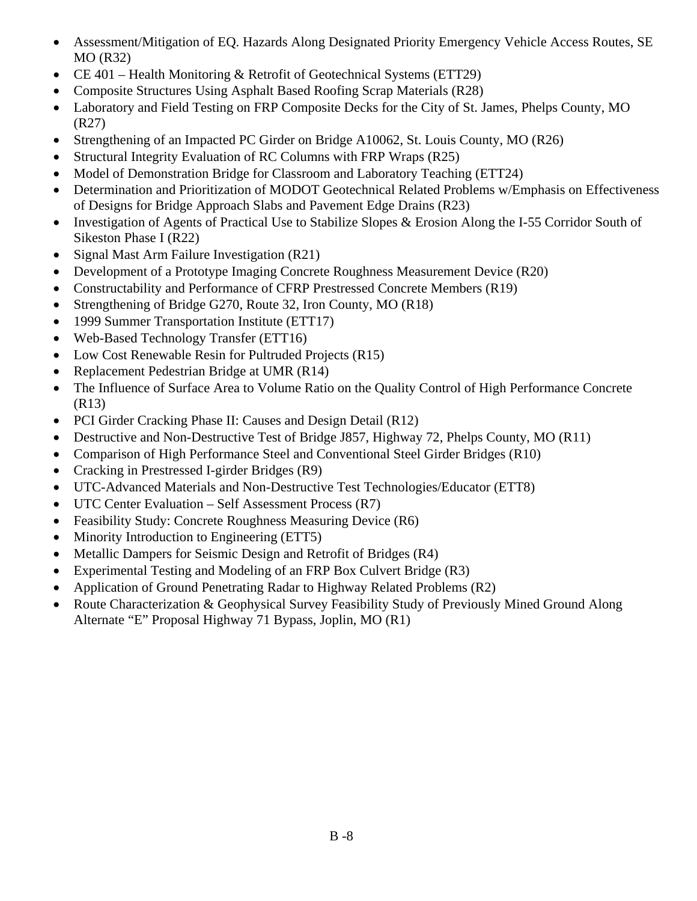- Assessment/Mitigation of EQ. Hazards Along Designated Priority Emergency Vehicle Access Routes, SE MO (R32)
- CE 401 – Health Monitoring & Retrofit of Geotechnical Systems (ETT29)
- Composite Structures Using Asphalt Based Roofing Scrap Materials (R28)
- Laboratory and Field Testing on FRP Composite Decks for the City of St. James, Phelps County, MO (R27)
- Strengthening of an Impacted PC Girder on Bridge A10062, St. Louis County, MO (R26)
- Structural Integrity Evaluation of RC Columns with FRP Wraps (R25)
- Model of Demonstration Bridge for Classroom and Laboratory Teaching (ETT24)
- Determination and Prioritization of MODOT Geotechnical Related Problems w/Emphasis on Effectiveness of Designs for Bridge Approach Slabs and Pavement Edge Drains (R23)
- Investigation of Agents of Practical Use to Stabilize Slopes & Erosion Along the I-55 Corridor South of Sikeston Phase I (R22)
- Signal Mast Arm Failure Investigation (R21)
- Development of a Prototype Imaging Concrete Roughness Measurement Device (R20)
- Constructability and Performance of CFRP Prestressed Concrete Members (R19)
- Strengthening of Bridge G270, Route 32, Iron County, MO (R18)
- 1999 Summer Transportation Institute (ETT17)
- Web-Based Technology Transfer (ETT16)
- Low Cost Renewable Resin for Pultruded Projects (R15)
- Replacement Pedestrian Bridge at UMR (R14)
- The Influence of Surface Area to Volume Ratio on the Quality Control of High Performance Concrete (R13)
- PCI Girder Cracking Phase II: Causes and Design Detail (R12)
- Destructive and Non-Destructive Test of Bridge J857, Highway 72, Phelps County, MO (R11)
- Comparison of High Performance Steel and Conventional Steel Girder Bridges (R10)
- Cracking in Prestressed I-girder Bridges (R9)
- UTC-Advanced Materials and Non-Destructive Test Technologies/Educator (ETT8)
- UTC Center Evaluation – Self Assessment Process (R7)
- Feasibility Study: Concrete Roughness Measuring Device (R6)
- Minority Introduction to Engineering (ETT5)
- Metallic Dampers for Seismic Design and Retrofit of Bridges (R4)
- Experimental Testing and Modeling of an FRP Box Culvert Bridge (R3)
- Application of Ground Penetrating Radar to Highway Related Problems (R2)
- Route Characterization & Geophysical Survey Feasibility Study of Previously Mined Ground Along Alternate "E" Proposal Highway 71 Bypass, Joplin, MO (R1)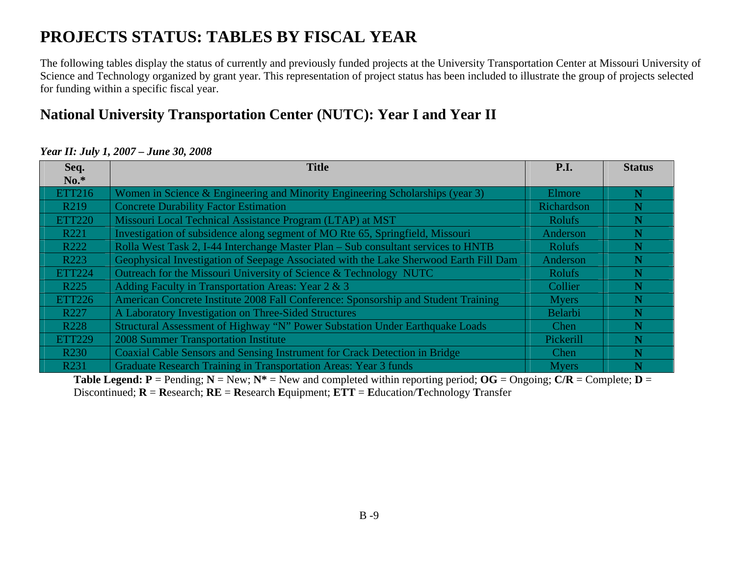# PROJECTS STATUS: TABLES BY FISCAL YEAR

The following tables display the status of currently and previously funded projects at the University Transportation Center at Missouri University of Science and Technology organized by grant year. This representation of project status has been included to illustrate the group of projects selected for funding within a specific fiscal year.

## National University Transportation Center (NUTC): Year I and Year II

***Year II: July 1, 2007 – June 30, 2008***

| Seq. No.* | Title | P.I. | Status |
|---|---|---|---|
| ETT216 | Women in Science & Engineering and Minority Engineering Scholarships (year 3) | Elmore | N |
| R219 | Concrete Durability Factor Estimation | Richardson | N |
| ETT220 | Missouri Local Technical Assistance Program (LTAP) at MST | Rolufs | N |
| R221 | Investigation of subsidence along segment of MO Rte 65, Springfield, Missouri | Anderson | N |
| R222 | Rolla West Task 2, I-44 Interchange Master Plan – Sub consultant services to HNTB | Rolufs | N |
| R223 | Geophysical Investigation of Seepage Associated with the Lake Sherwood Earth Fill Dam | Anderson | N |
| ETT224 | Outreach for the Missouri University of Science & Technology NUTC | Rolufs | N |
| R225 | Adding Faculty in Transportation Areas: Year 2 & 3 | Collier | N |
| ETT226 | American Concrete Institute 2008 Fall Conference: Sponsorship and Student Training | Myers | N |
| R227 | A Laboratory Investigation on Three-Sided Structures | Belarbi | N |
| R228 | Structural Assessment of Highway "N" Power Substation Under Earthquake Loads | Chen | N |
| ETT229 | 2008 Summer Transportation Institute | Pickerill | N |
| R230 | Coaxial Cable Sensors and Sensing Instrument for Crack Detection in Bridge | Chen | N |
| R231 | Graduate Research Training in Transportation Areas: Year 3 funds | Myers | N |

**Table Legend: P** = Pending; **N** = New; **N*** = New and completed within reporting period; **OG** = Ongoing; **C/R** = Complete; **D** = Discontinued; **R** = **R**esearch; **RE** = **R**esearch **E**quipment; **ETT** = **E**ducation/**T**echnology **T**ransfer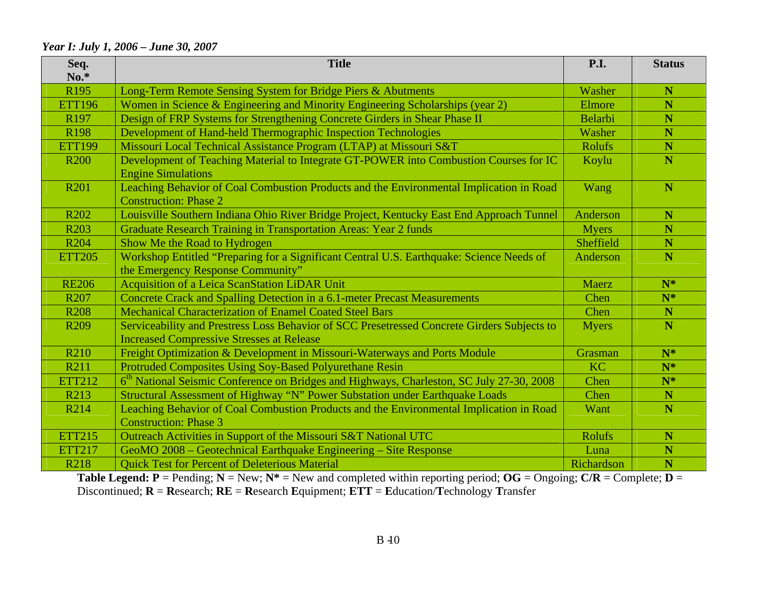*Year I: July 1, 2006 – June 30, 2007*

| Seq. No.* | Title | P.I. | Status |
|---|---|---|---|
| R195 | Long-Term Remote Sensing System for Bridge Piers & Abutments | Washer | **N** |
| ETT196 | Women in Science & Engineering and Minority Engineering Scholarships (year 2) | Elmore | **N** |
| R197 | Design of FRP Systems for Strengthening Concrete Girders in Shear Phase II | Belarbi | **N** |
| R198 | Development of Hand-held Thermographic Inspection Technologies | Washer | **N** |
| ETT199 | Missouri Local Technical Assistance Program (LTAP) at Missouri S&T | Rolufs | **N** |
| R200 | Development of Teaching Material to Integrate GT-POWER into Combustion Courses for IC Engine Simulations | Koylu | **N** |
| R201 | Leaching Behavior of Coal Combustion Products and the Environmental Implication in Road Construction: Phase 2 | Wang | **N** |
| R202 | Louisville Southern Indiana Ohio River Bridge Project, Kentucky East End Approach Tunnel | Anderson | **N** |
| R203 | Graduate Research Training in Transportation Areas: Year 2 funds | Myers | **N** |
| R204 | Show Me the Road to Hydrogen | Sheffield | **N** |
| ETT205 | Workshop Entitled "Preparing for a Significant Central U.S. Earthquake: Science Needs of the Emergency Response Community" | Anderson | **N** |
| RE206 | Acquisition of a Leica ScanStation LiDAR Unit | Maerz | **N*** |
| R207 | Concrete Crack and Spalling Detection in a 6.1-meter Precast Measurements | Chen | **N*** |
| R208 | Mechanical Characterization of Enamel Coated Steel Bars | Chen | **N** |
| R209 | Serviceability and Prestress Loss Behavior of SCC Presetressed Concrete Girders Subjects to Increased Compressive Stresses at Release | Myers | **N** |
| R210 | Freight Optimization & Development in Missouri-Waterways and Ports Module | Grasman | **N*** |
| R211 | Protruded Composites Using Soy-Based Polyurethane Resin | KC | **N*** |
| ETT212 | 6th National Seismic Conference on Bridges and Highways, Charleston, SC July 27-30, 2008 | Chen | **N*** |
| R213 | Structural Assessment of Highway "N" Power Substation under Earthquake Loads | Chen | **N** |
| R214 | Leaching Behavior of Coal Combustion Products and the Environmental Implication in Road Construction: Phase 3 | Want | **N** |
| ETT215 | Outreach Activities in Support of the Missouri S&T National UTC | Rolufs | **N** |
| ETT217 | GeoMO 2008 – Geotechnical Earthquake Engineering – Site Response | Luna | **N** |
| R218 | Quick Test for Percent of Deleterious Material | Richardson | **N** |

**Table Legend: P** = Pending; **N** = New; **N*** = New and completed within reporting period; **OG** = Ongoing; **C/R** = Complete; **D** = Discontinued; **R** = **R**esearch; **RE** = **R**esearch **E**quipment; **ETT** = **E**ducation/**T**echnology **T**ransfer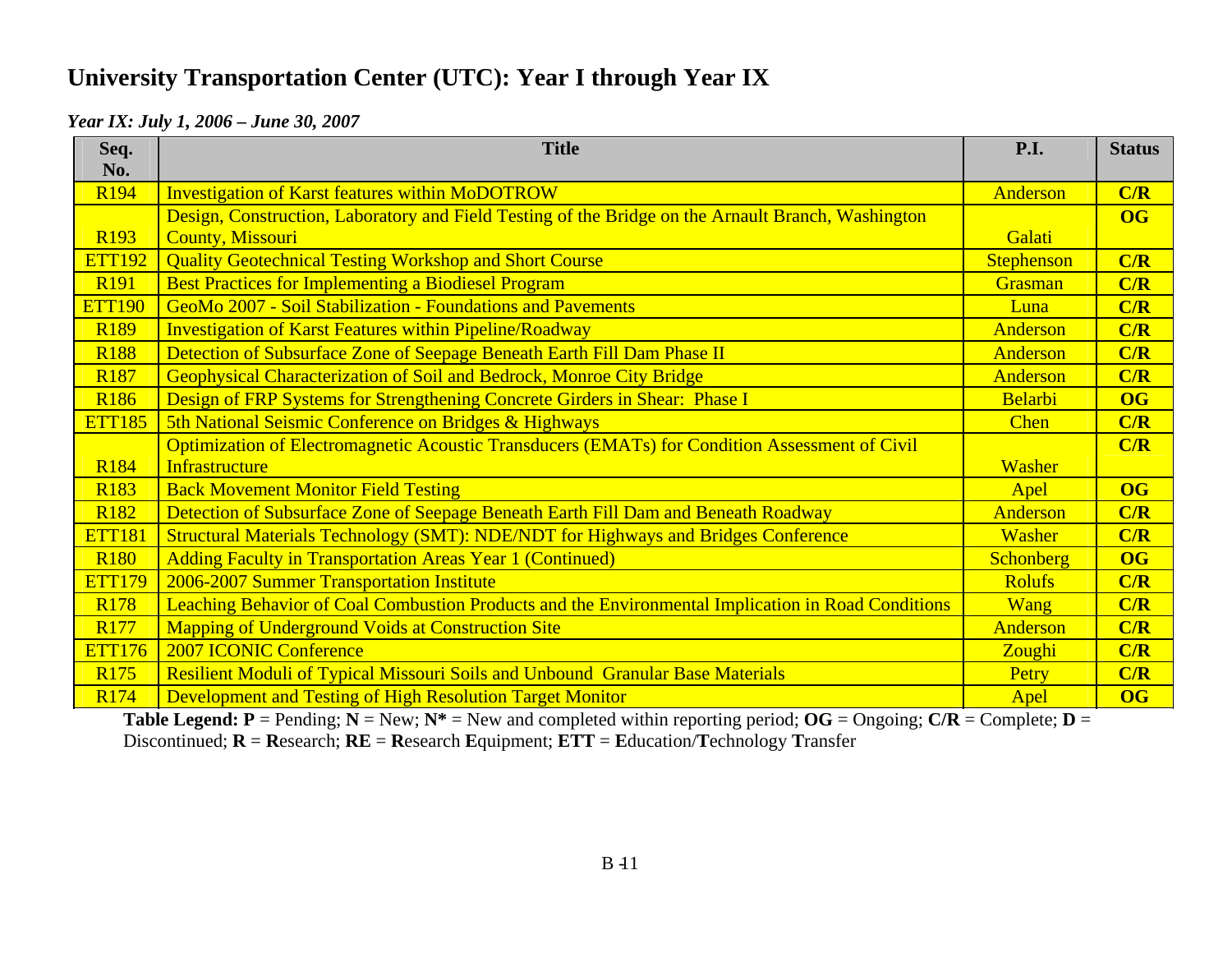# University Transportation Center (UTC): Year I through Year IX

*Year IX: July 1, 2006 – June 30, 2007*

| Seq. No. | Title | P.I. | Status |
|---|---|---|---|
| R194 | Investigation of Karst features within MoDOTROW | Anderson | C/R |
| R193 | Design, Construction, Laboratory and Field Testing of the Bridge on the Arnault Branch, Washington County, Missouri | Galati | OG |
| ETT192 | Quality Geotechnical Testing Workshop and Short Course | Stephenson | C/R |
| R191 | Best Practices for Implementing a Biodiesel Program | Grasman | C/R |
| ETT190 | GeoMo 2007 - Soil Stabilization - Foundations and Pavements | Luna | C/R |
| R189 | Investigation of Karst Features within Pipeline/Roadway | Anderson | C/R |
| R188 | Detection of Subsurface Zone of Seepage Beneath Earth Fill Dam Phase II | Anderson | C/R |
| R187 | Geophysical Characterization of Soil and Bedrock, Monroe City Bridge | Anderson | C/R |
| R186 | Design of FRP Systems for Strengthening Concrete Girders in Shear: Phase I | Belarbi | OG |
| ETT185 | 5th National Seismic Conference on Bridges & Highways | Chen | C/R |
| R184 | Optimization of Electromagnetic Acoustic Transducers (EMATs) for Condition Assessment of Civil Infrastructure | Washer | C/R |
| R183 | Back Movement Monitor Field Testing | Apel | OG |
| R182 | Detection of Subsurface Zone of Seepage Beneath Earth Fill Dam and Beneath Roadway | Anderson | C/R |
| ETT181 | Structural Materials Technology (SMT): NDE/NDT for Highways and Bridges Conference | Washer | C/R |
| R180 | Adding Faculty in Transportation Areas Year 1 (Continued) | Schonberg | OG |
| ETT179 | 2006-2007 Summer Transportation Institute | Rolufs | C/R |
| R178 | Leaching Behavior of Coal Combustion Products and the Environmental Implication in Road Conditions | Wang | C/R |
| R177 | Mapping of Underground Voids at Construction Site | Anderson | C/R |
| ETT176 | 2007 ICONIC Conference | Zoughi | C/R |
| R175 | Resilient Moduli of Typical Missouri Soils and Unbound Granular Base Materials | Petry | C/R |
| R174 | Development and Testing of High Resolution Target Monitor | Apel | OG |

**Table Legend: P** = Pending; **N** = New; **N*** = New and completed within reporting period; **OG** = Ongoing; **C/R** = Complete; **D** = Discontinued; **R** = **R**esearch; **RE** = **R**esearch **E**quipment; **ETT** = **E**ducation/**T**echnology **T**ransfer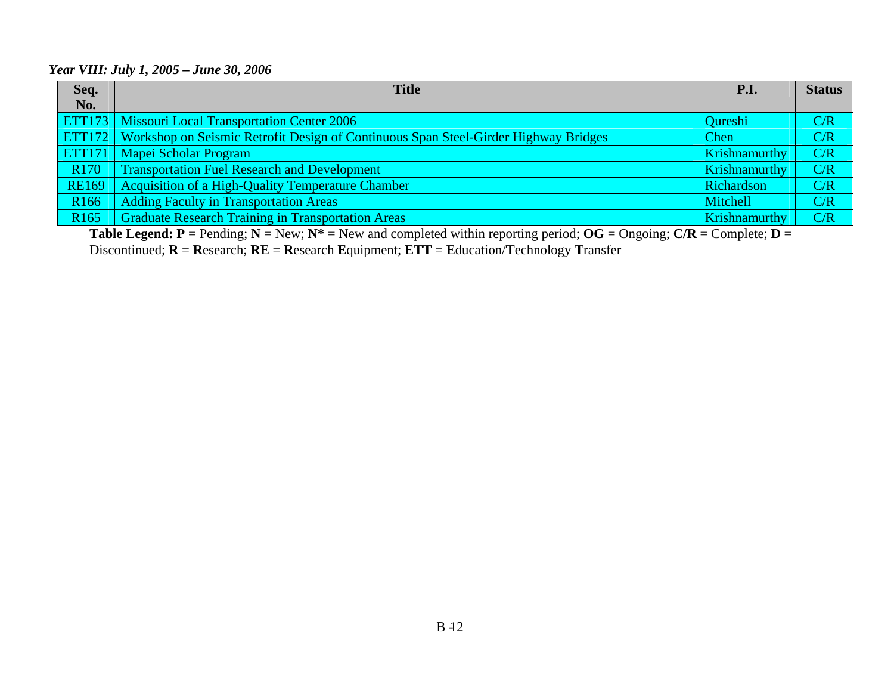*Year VIII: July 1, 2005 – June 30, 2006*

| Seq. No. | Title | P.I. | Status |
|---|---|---|---|
| ETT173 | Missouri Local Transportation Center 2006 | Qureshi | C/R |
| ETT172 | Workshop on Seismic Retrofit Design of Continuous Span Steel-Girder Highway Bridges | Chen | C/R |
| ETT171 | Mapei Scholar Program | Krishnamurthy | C/R |
| R170 | Transportation Fuel Research and Development | Krishnamurthy | C/R |
| RE169 | Acquisition of a High-Quality Temperature Chamber | Richardson | C/R |
| R166 | Adding Faculty in Transportation Areas | Mitchell | C/R |
| R165 | Graduate Research Training in Transportation Areas | Krishnamurthy | C/R |

**Table Legend: P** = Pending; **N** = New; **N*** = New and completed within reporting period; **OG** = Ongoing; **C/R** = Complete; **D** = Discontinued; **R** = **R**esearch; **RE** = **R**esearch **E**quipment; **ETT** = **E**ducation/**T**echnology **T**ransfer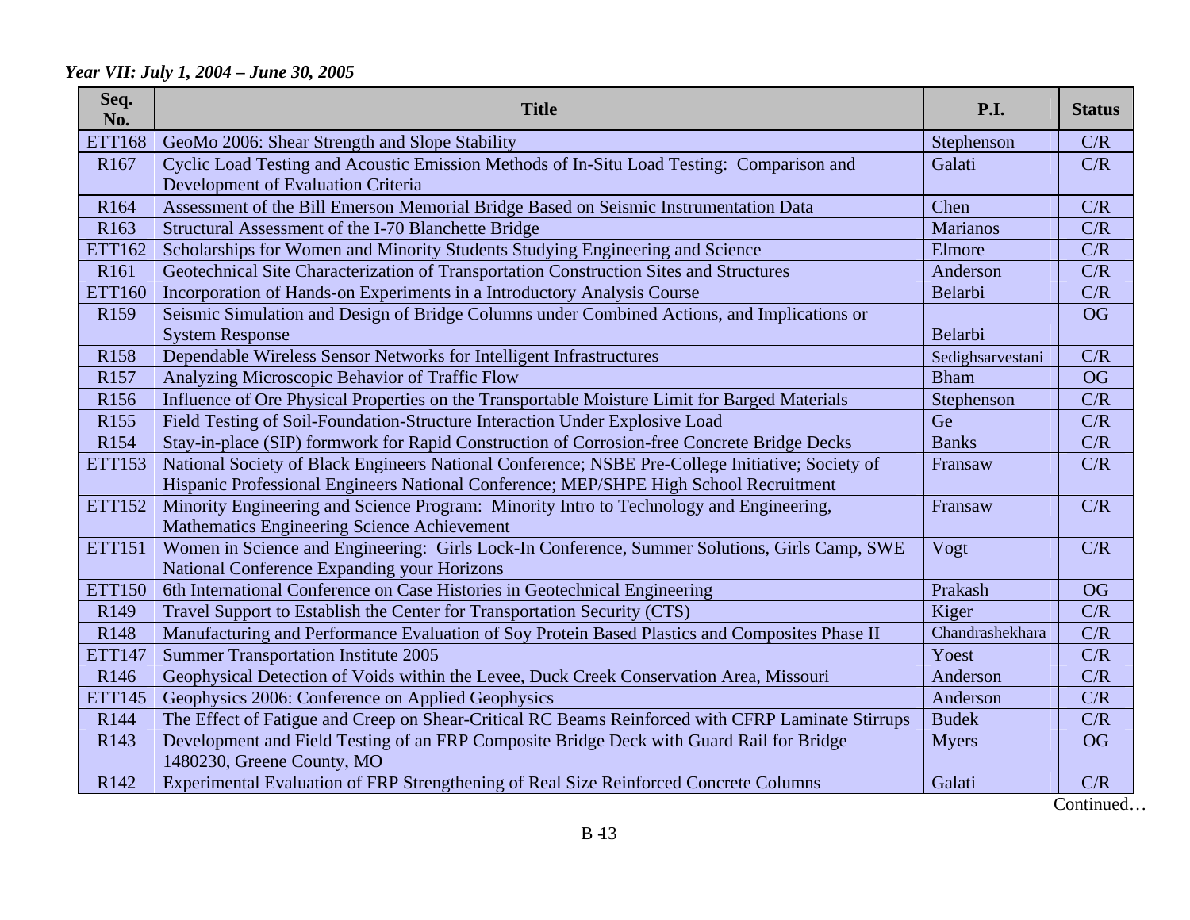*Year VII: July 1, 2004 – June 30, 2005*

| Seq. No. | Title | P.I. | Status |
|---|---|---|---|
| ETT168 | GeoMo 2006: Shear Strength and Slope Stability | Stephenson | C/R |
| R167 | Cyclic Load Testing and Acoustic Emission Methods of In-Situ Load Testing: Comparison and Development of Evaluation Criteria | Galati | C/R |
| R164 | Assessment of the Bill Emerson Memorial Bridge Based on Seismic Instrumentation Data | Chen | C/R |
| R163 | Structural Assessment of the I-70 Blanchette Bridge | Marianos | C/R |
| ETT162 | Scholarships for Women and Minority Students Studying Engineering and Science | Elmore | C/R |
| R161 | Geotechnical Site Characterization of Transportation Construction Sites and Structures | Anderson | C/R |
| ETT160 | Incorporation of Hands-on Experiments in a Introductory Analysis Course | Belarbi | C/R |
| R159 | Seismic Simulation and Design of Bridge Columns under Combined Actions, and Implications or System Response | Belarbi | OG |
| R158 | Dependable Wireless Sensor Networks for Intelligent Infrastructures | Sedighsarvestani | C/R |
| R157 | Analyzing Microscopic Behavior of Traffic Flow | Bham | OG |
| R156 | Influence of Ore Physical Properties on the Transportable Moisture Limit for Barged Materials | Stephenson | C/R |
| R155 | Field Testing of Soil-Foundation-Structure Interaction Under Explosive Load | Ge | C/R |
| R154 | Stay-in-place (SIP) formwork for Rapid Construction of Corrosion-free Concrete Bridge Decks | Banks | C/R |
| ETT153 | National Society of Black Engineers National Conference; NSBE Pre-College Initiative; Society of Hispanic Professional Engineers National Conference; MEP/SHPE High School Recruitment | Fransaw | C/R |
| ETT152 | Minority Engineering and Science Program: Minority Intro to Technology and Engineering, Mathematics Engineering Science Achievement | Fransaw | C/R |
| ETT151 | Women in Science and Engineering: Girls Lock-In Conference, Summer Solutions, Girls Camp, SWE National Conference Expanding your Horizons | Vogt | C/R |
| ETT150 | 6th International Conference on Case Histories in Geotechnical Engineering | Prakash | OG |
| R149 | Travel Support to Establish the Center for Transportation Security (CTS) | Kiger | C/R |
| R148 | Manufacturing and Performance Evaluation of Soy Protein Based Plastics and Composites Phase II | Chandrashekhara | C/R |
| ETT147 | Summer Transportation Institute 2005 | Yoest | C/R |
| R146 | Geophysical Detection of Voids within the Levee, Duck Creek Conservation Area, Missouri | Anderson | C/R |
| ETT145 | Geophysics 2006: Conference on Applied Geophysics | Anderson | C/R |
| R144 | The Effect of Fatigue and Creep on Shear-Critical RC Beams Reinforced with CFRP Laminate Stirrups | Budek | C/R |
| R143 | Development and Field Testing of an FRP Composite Bridge Deck with Guard Rail for Bridge 1480230, Greene County, MO | Myers | OG |
| R142 | Experimental Evaluation of FRP Strengthening of Real Size Reinforced Concrete Columns | Galati | C/R |

Continued…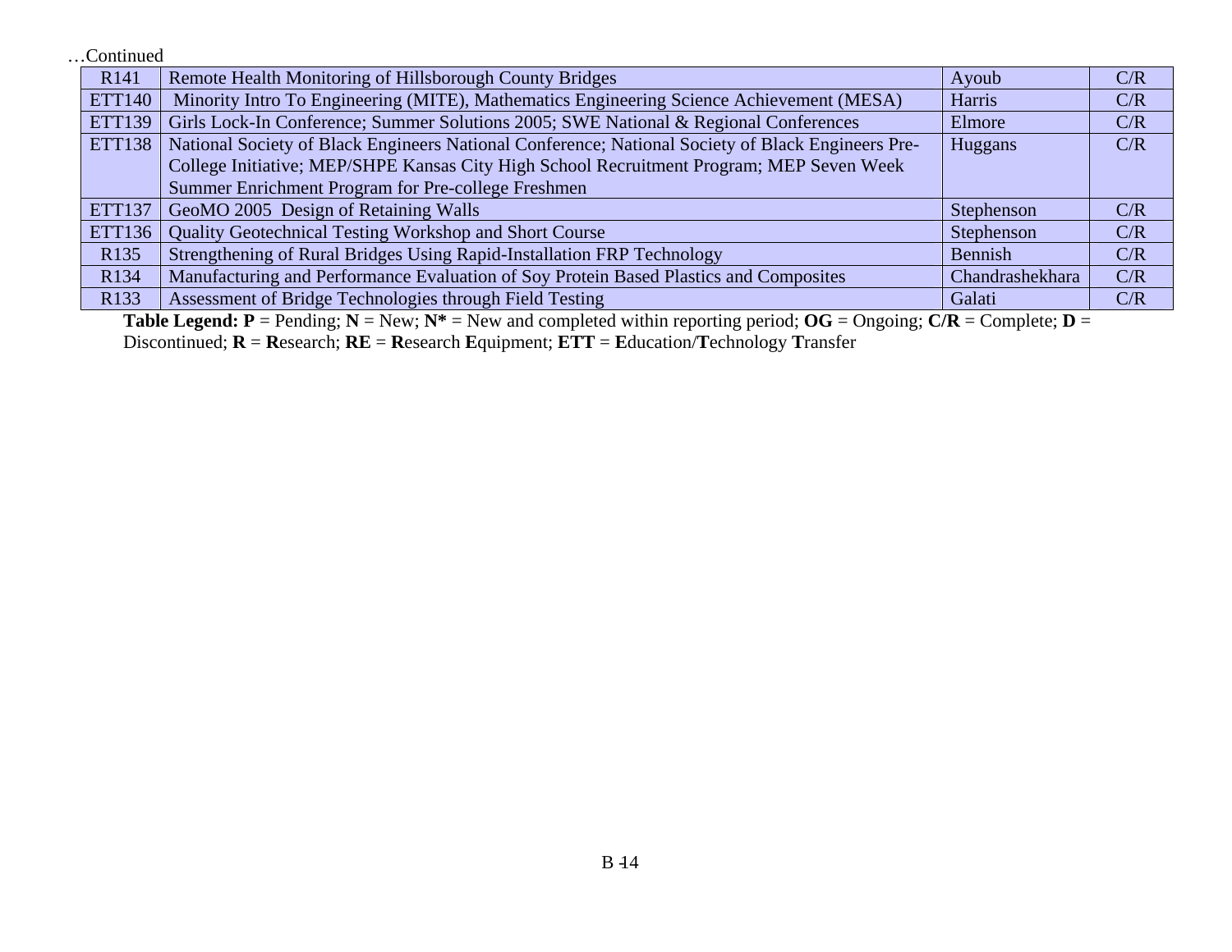…Continued

| | | | |
|---|---|---|---|
| R141 | Remote Health Monitoring of Hillsborough County Bridges | Ayoub | C/R |
| ETT140 | Minority Intro To Engineering (MITE), Mathematics Engineering Science Achievement (MESA) | Harris | C/R |
| ETT139 | Girls Lock-In Conference; Summer Solutions 2005; SWE National & Regional Conferences | Elmore | C/R |
| ETT138 | National Society of Black Engineers National Conference; National Society of Black Engineers Pre-College Initiative; MEP/SHPE Kansas City High School Recruitment Program; MEP Seven Week Summer Enrichment Program for Pre-college Freshmen | Huggans | C/R |
| ETT137 | GeoMO 2005 Design of Retaining Walls | Stephenson | C/R |
| ETT136 | Quality Geotechnical Testing Workshop and Short Course | Stephenson | C/R |
| R135 | Strengthening of Rural Bridges Using Rapid-Installation FRP Technology | Bennish | C/R |
| R134 | Manufacturing and Performance Evaluation of Soy Protein Based Plastics and Composites | Chandrashekhara | C/R |
| R133 | Assessment of Bridge Technologies through Field Testing | Galati | C/R |

**Table Legend: P** = Pending; **N** = New; **N*** = New and completed within reporting period; **OG** = Ongoing; **C/R** = Complete; **D** = Discontinued; **R** = **R**esearch; **RE** = **R**esearch **E**quipment; **ETT** = **E**ducation/**T**echnology **T**ransfer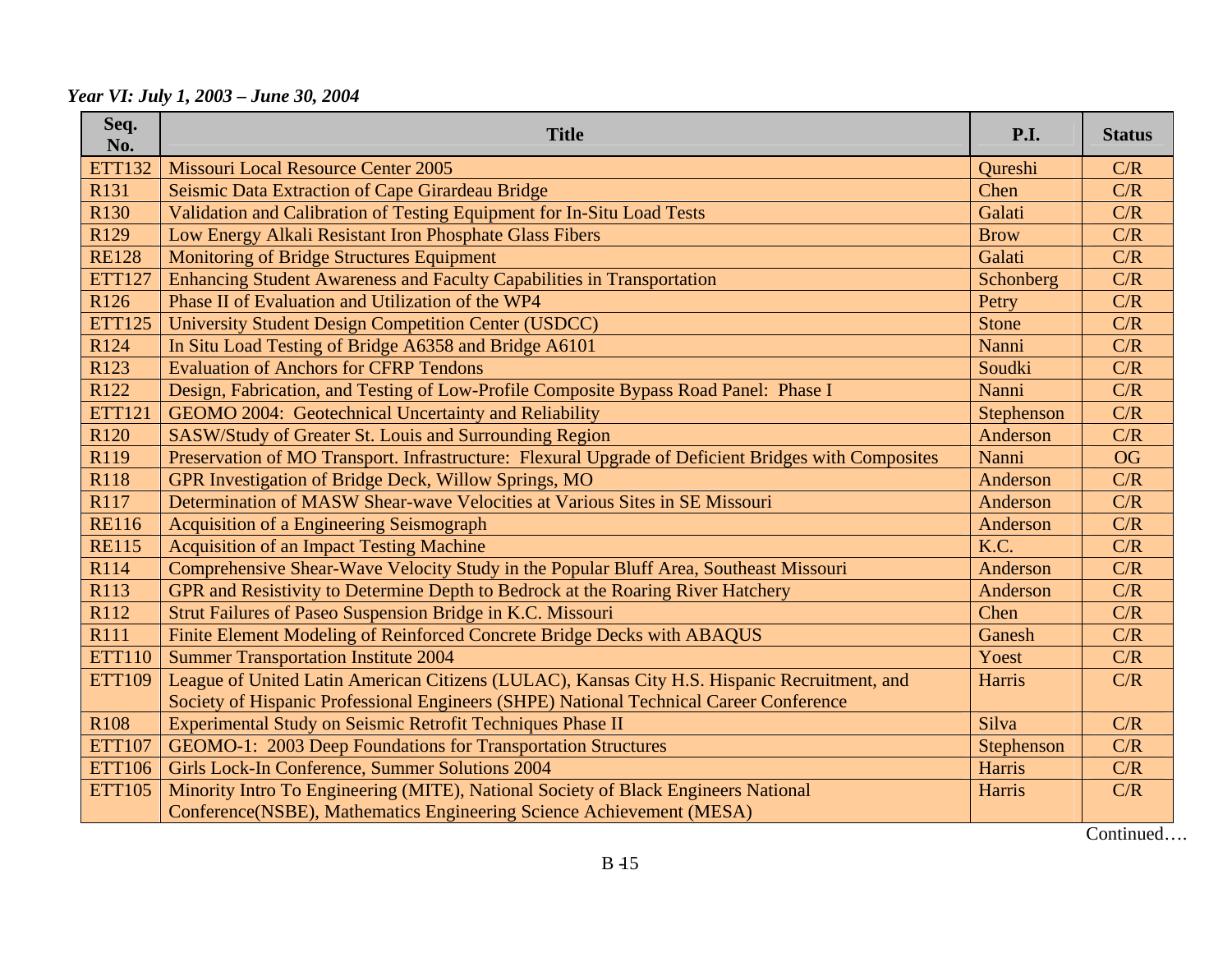*Year VI: July 1, 2003 – June 30, 2004*

| Seq. No. | Title | P.I. | Status |
|---|---|---|---|
| ETT132 | Missouri Local Resource Center 2005 | Qureshi | C/R |
| R131 | Seismic Data Extraction of Cape Girardeau Bridge | Chen | C/R |
| R130 | Validation and Calibration of Testing Equipment for In-Situ Load Tests | Galati | C/R |
| R129 | Low Energy Alkali Resistant Iron Phosphate Glass Fibers | Brow | C/R |
| RE128 | Monitoring of Bridge Structures Equipment | Galati | C/R |
| ETT127 | Enhancing Student Awareness and Faculty Capabilities in Transportation | Schonberg | C/R |
| R126 | Phase II of Evaluation and Utilization of the WP4 | Petry | C/R |
| ETT125 | University Student Design Competition Center (USDCC) | Stone | C/R |
| R124 | In Situ Load Testing of Bridge A6358 and Bridge A6101 | Nanni | C/R |
| R123 | Evaluation of Anchors for CFRP Tendons | Soudki | C/R |
| R122 | Design, Fabrication, and Testing of Low-Profile Composite Bypass Road Panel: Phase I | Nanni | C/R |
| ETT121 | GEOMO 2004: Geotechnical Uncertainty and Reliability | Stephenson | C/R |
| R120 | SASW/Study of Greater St. Louis and Surrounding Region | Anderson | C/R |
| R119 | Preservation of MO Transport. Infrastructure: Flexural Upgrade of Deficient Bridges with Composites | Nanni | OG |
| R118 | GPR Investigation of Bridge Deck, Willow Springs, MO | Anderson | C/R |
| R117 | Determination of MASW Shear-wave Velocities at Various Sites in SE Missouri | Anderson | C/R |
| RE116 | Acquisition of a Engineering Seismograph | Anderson | C/R |
| RE115 | Acquisition of an Impact Testing Machine | K.C. | C/R |
| R114 | Comprehensive Shear-Wave Velocity Study in the Popular Bluff Area, Southeast Missouri | Anderson | C/R |
| R113 | GPR and Resistivity to Determine Depth to Bedrock at the Roaring River Hatchery | Anderson | C/R |
| R112 | Strut Failures of Paseo Suspension Bridge in K.C. Missouri | Chen | C/R |
| R111 | Finite Element Modeling of Reinforced Concrete Bridge Decks with ABAQUS | Ganesh | C/R |
| ETT110 | Summer Transportation Institute 2004 | Yoest | C/R |
| ETT109 | League of United Latin American Citizens (LULAC), Kansas City H.S. Hispanic Recruitment, and Society of Hispanic Professional Engineers (SHPE) National Technical Career Conference | Harris | C/R |
| R108 | Experimental Study on Seismic Retrofit Techniques Phase II | Silva | C/R |
| ETT107 | GEOMO-1: 2003 Deep Foundations for Transportation Structures | Stephenson | C/R |
| ETT106 | Girls Lock-In Conference, Summer Solutions 2004 | Harris | C/R |
| ETT105 | Minority Intro To Engineering (MITE), National Society of Black Engineers National Conference(NSBE), Mathematics Engineering Science Achievement (MESA) | Harris | C/R |

Continued….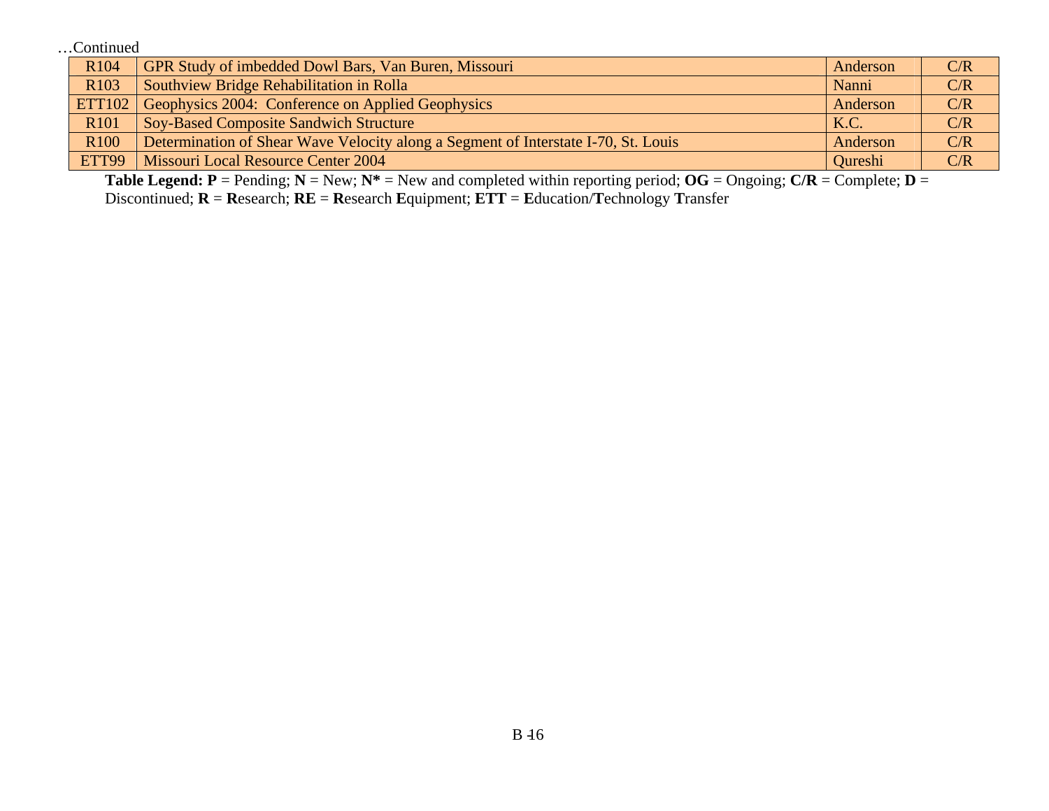…Continued

| | | | |
|---|---|---|---|
| R104 | GPR Study of imbedded Dowl Bars, Van Buren, Missouri | Anderson | C/R |
| R103 | Southview Bridge Rehabilitation in Rolla | Nanni | C/R |
| ETT102 | Geophysics 2004: Conference on Applied Geophysics | Anderson | C/R |
| R101 | Soy-Based Composite Sandwich Structure | K.C. | C/R |
| R100 | Determination of Shear Wave Velocity along a Segment of Interstate I-70, St. Louis | Anderson | C/R |
| ETT99 | Missouri Local Resource Center 2004 | Qureshi | C/R |

**Table Legend: P** = Pending; **N** = New; **N*** = New and completed within reporting period; **OG** = Ongoing; **C/R** = Complete; **D** = Discontinued; **R** = **R**esearch; **RE** = **R**esearch **E**quipment; **ETT** = **E**ducation/**T**echnology **T**ransfer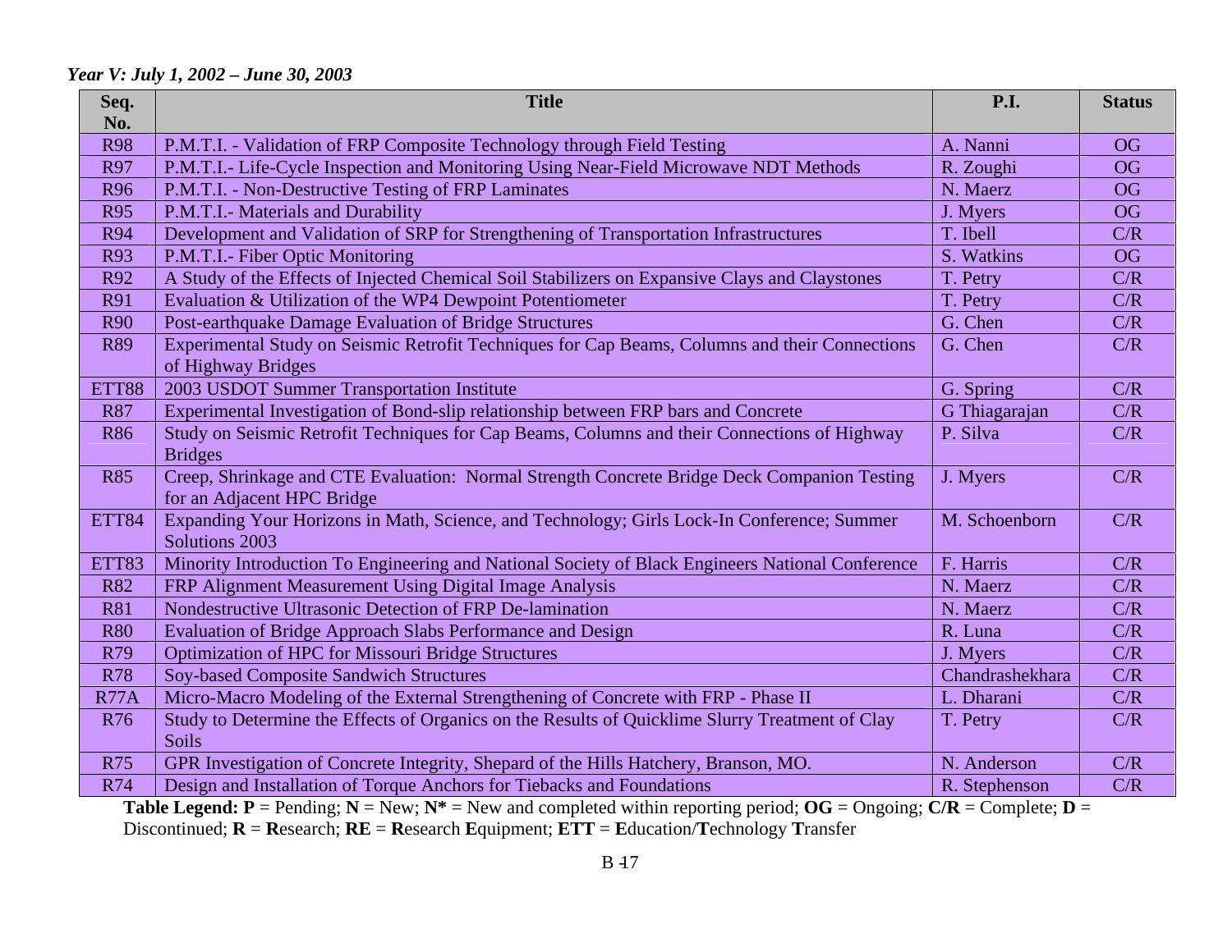*Year V: July 1, 2002 – June 30, 2003*

| Seq. No. | Title | P.I. | Status |
|---|---|---|---|
| R98 | P.M.T.I. - Validation of FRP Composite Technology through Field Testing | A. Nanni | OG |
| R97 | P.M.T.I.- Life-Cycle Inspection and Monitoring Using Near-Field Microwave NDT Methods | R. Zoughi | OG |
| R96 | P.M.T.I. - Non-Destructive Testing of FRP Laminates | N. Maerz | OG |
| R95 | P.M.T.I.- Materials and Durability | J. Myers | OG |
| R94 | Development and Validation of SRP for Strengthening of Transportation Infrastructures | T. Ibell | C/R |
| R93 | P.M.T.I.- Fiber Optic Monitoring | S. Watkins | OG |
| R92 | A Study of the Effects of Injected Chemical Soil Stabilizers on Expansive Clays and Claystones | T. Petry | C/R |
| R91 | Evaluation & Utilization of the WP4 Dewpoint Potentiometer | T. Petry | C/R |
| R90 | Post-earthquake Damage Evaluation of Bridge Structures | G. Chen | C/R |
| R89 | Experimental Study on Seismic Retrofit Techniques for Cap Beams, Columns and their Connections of Highway Bridges | G. Chen | C/R |
| ETT88 | 2003 USDOT Summer Transportation Institute | G. Spring | C/R |
| R87 | Experimental Investigation of Bond-slip relationship between FRP bars and Concrete | G Thiagarajan | C/R |
| R86 | Study on Seismic Retrofit Techniques for Cap Beams, Columns and their Connections of Highway Bridges | P. Silva | C/R |
| R85 | Creep, Shrinkage and CTE Evaluation: Normal Strength Concrete Bridge Deck Companion Testing for an Adjacent HPC Bridge | J. Myers | C/R |
| ETT84 | Expanding Your Horizons in Math, Science, and Technology; Girls Lock-In Conference; Summer Solutions 2003 | M. Schoenborn | C/R |
| ETT83 | Minority Introduction To Engineering and National Society of Black Engineers National Conference | F. Harris | C/R |
| R82 | FRP Alignment Measurement Using Digital Image Analysis | N. Maerz | C/R |
| R81 | Nondestructive Ultrasonic Detection of FRP De-lamination | N. Maerz | C/R |
| R80 | Evaluation of Bridge Approach Slabs Performance and Design | R. Luna | C/R |
| R79 | Optimization of HPC for Missouri Bridge Structures | J. Myers | C/R |
| R78 | Soy-based Composite Sandwich Structures | Chandrashekhara | C/R |
| R77A | Micro-Macro Modeling of the External Strengthening of Concrete with FRP - Phase II | L. Dharani | C/R |
| R76 | Study to Determine the Effects of Organics on the Results of Quicklime Slurry Treatment of Clay Soils | T. Petry | C/R |
| R75 | GPR Investigation of Concrete Integrity, Shepard of the Hills Hatchery, Branson, MO. | N. Anderson | C/R |
| R74 | Design and Installation of Torque Anchors for Tiebacks and Foundations | R. Stephenson | C/R |

**Table Legend: P** = Pending; **N** = New; **N\*** = New and completed within reporting period; **OG** = Ongoing; **C/R** = Complete; **D** = Discontinued; **R** = **R**esearch; **RE** = **R**esearch **E**quipment; **ETT** = **E**ducation/**T**echnology **T**ransfer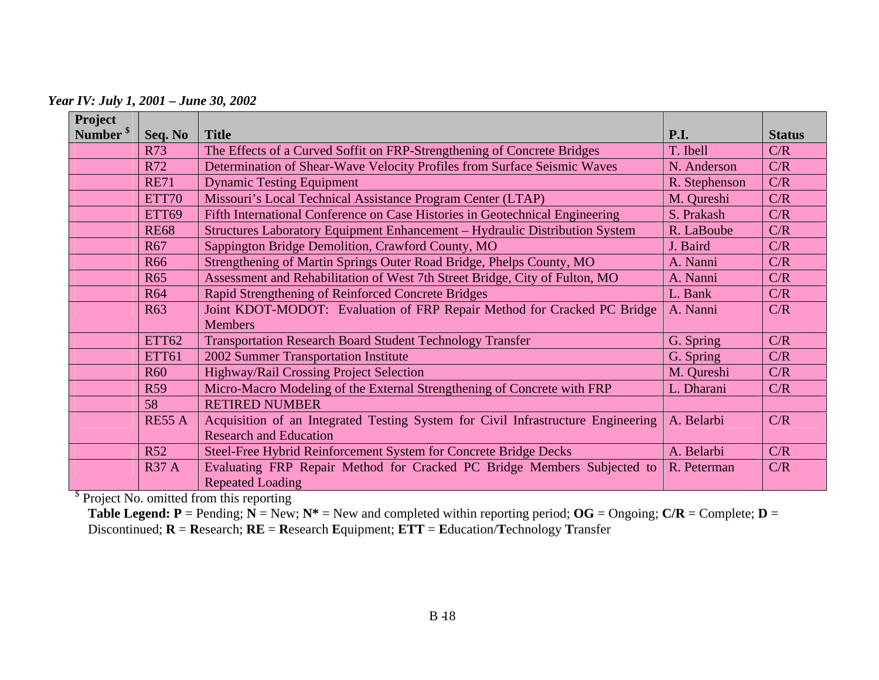***Year IV: July 1, 2001 – June 30, 2002***

| Project Number [$] | Seq. No | Title | P.I. | Status |
|---|---|---|---|---|
| | R73 | The Effects of a Curved Soffit on FRP-Strengthening of Concrete Bridges | T. Ibell | C/R |
| | R72 | Determination of Shear-Wave Velocity Profiles from Surface Seismic Waves | N. Anderson | C/R |
| | RE71 | Dynamic Testing Equipment | R. Stephenson | C/R |
| | ETT70 | Missouri's Local Technical Assistance Program Center (LTAP) | M. Qureshi | C/R |
| | ETT69 | Fifth International Conference on Case Histories in Geotechnical Engineering | S. Prakash | C/R |
| | RE68 | Structures Laboratory Equipment Enhancement – Hydraulic Distribution System | R. LaBoube | C/R |
| | R67 | Sappington Bridge Demolition, Crawford County, MO | J. Baird | C/R |
| | R66 | Strengthening of Martin Springs Outer Road Bridge, Phelps County, MO | A. Nanni | C/R |
| | R65 | Assessment and Rehabilitation of West 7th Street Bridge, City of Fulton, MO | A. Nanni | C/R |
| | R64 | Rapid Strengthening of Reinforced Concrete Bridges | L. Bank | C/R |
| | R63 | Joint KDOT-MODOT: Evaluation of FRP Repair Method for Cracked PC Bridge Members | A. Nanni | C/R |
| | ETT62 | Transportation Research Board Student Technology Transfer | G. Spring | C/R |
| | ETT61 | 2002 Summer Transportation Institute | G. Spring | C/R |
| | R60 | Highway/Rail Crossing Project Selection | M. Qureshi | C/R |
| | R59 | Micro-Macro Modeling of the External Strengthening of Concrete with FRP | L. Dharani | C/R |
| | 58 | RETIRED NUMBER | | |
| | RE55 A | Acquisition of an Integrated Testing System for Civil Infrastructure Engineering Research and Education | A. Belarbi | C/R |
| | R52 | Steel-Free Hybrid Reinforcement System for Concrete Bridge Decks | A. Belarbi | C/R |
| | R37 A | Evaluating FRP Repair Method for Cracked PC Bridge Members Subjected to Repeated Loading | R. Peterman | C/R |

[$] Project No. omitted from this reporting

**Table Legend: P** = Pending; **N** = New; **N*** = New and completed within reporting period; **OG** = Ongoing; **C/R** = Complete; **D** = Discontinued; **R** = **R**esearch; **RE** = **R**esearch **E**quipment; **ETT** = **E**ducation/**T**echnology **T**ransfer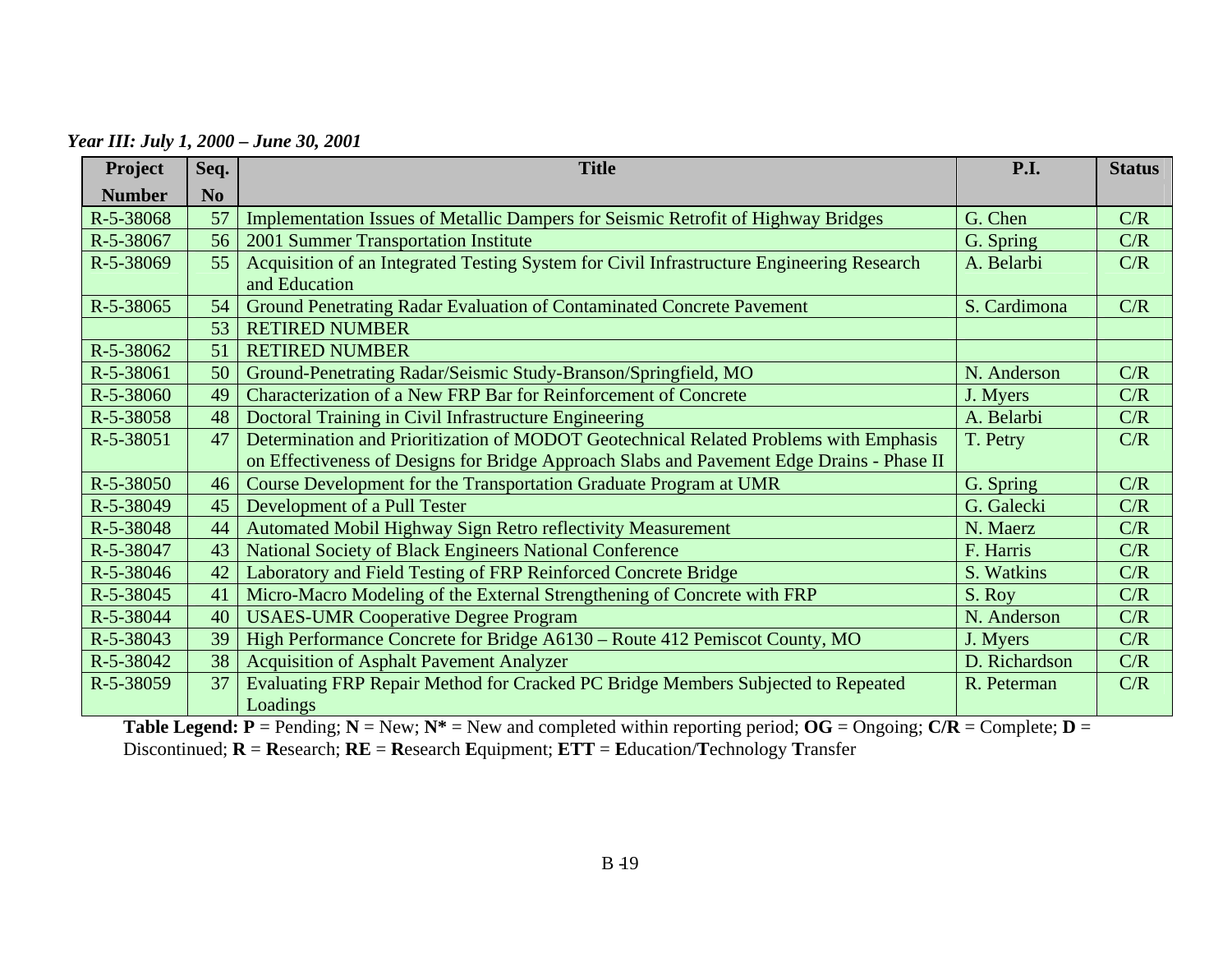*Year III: July 1, 2000 – June 30, 2001*

| Project Number | Seq. No | Title | P.I. | Status |
|---|---|---|---|---|
| R-5-38068 | 57 | Implementation Issues of Metallic Dampers for Seismic Retrofit of Highway Bridges | G. Chen | C/R |
| R-5-38067 | 56 | 2001 Summer Transportation Institute | G. Spring | C/R |
| R-5-38069 | 55 | Acquisition of an Integrated Testing System for Civil Infrastructure Engineering Research and Education | A. Belarbi | C/R |
| R-5-38065 | 54 | Ground Penetrating Radar Evaluation of Contaminated Concrete Pavement | S. Cardimona | C/R |
| | 53 | RETIRED NUMBER | | |
| R-5-38062 | 51 | RETIRED NUMBER | | |
| R-5-38061 | 50 | Ground-Penetrating Radar/Seismic Study-Branson/Springfield, MO | N. Anderson | C/R |
| R-5-38060 | 49 | Characterization of a New FRP Bar for Reinforcement of Concrete | J. Myers | C/R |
| R-5-38058 | 48 | Doctoral Training in Civil Infrastructure Engineering | A. Belarbi | C/R |
| R-5-38051 | 47 | Determination and Prioritization of MODOT Geotechnical Related Problems with Emphasis on Effectiveness of Designs for Bridge Approach Slabs and Pavement Edge Drains - Phase II | T. Petry | C/R |
| R-5-38050 | 46 | Course Development for the Transportation Graduate Program at UMR | G. Spring | C/R |
| R-5-38049 | 45 | Development of a Pull Tester | G. Galecki | C/R |
| R-5-38048 | 44 | Automated Mobil Highway Sign Retro reflectivity Measurement | N. Maerz | C/R |
| R-5-38047 | 43 | National Society of Black Engineers National Conference | F. Harris | C/R |
| R-5-38046 | 42 | Laboratory and Field Testing of FRP Reinforced Concrete Bridge | S. Watkins | C/R |
| R-5-38045 | 41 | Micro-Macro Modeling of the External Strengthening of Concrete with FRP | S. Roy | C/R |
| R-5-38044 | 40 | USAES-UMR Cooperative Degree Program | N. Anderson | C/R |
| R-5-38043 | 39 | High Performance Concrete for Bridge A6130 – Route 412 Pemiscot County, MO | J. Myers | C/R |
| R-5-38042 | 38 | Acquisition of Asphalt Pavement Analyzer | D. Richardson | C/R |
| R-5-38059 | 37 | Evaluating FRP Repair Method for Cracked PC Bridge Members Subjected to Repeated Loadings | R. Peterman | C/R |

**Table Legend: P** = Pending; **N** = New; **N\*** = New and completed within reporting period; **OG** = Ongoing; **C/R** = Complete; **D** = Discontinued; **R** = **R**esearch; **RE** = **R**esearch **E**quipment; **ETT** = **E**ducation/**T**echnology **T**ransfer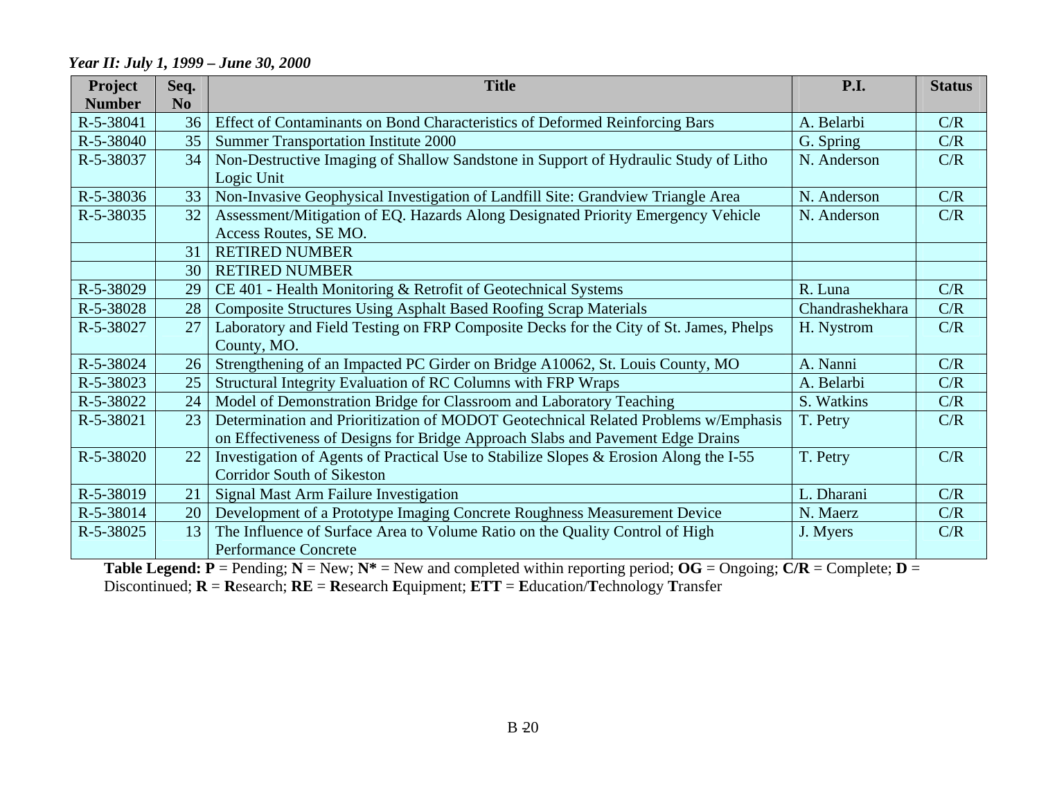***Year II: July 1, 1999 – June 30, 2000***

| Project Number | Seq. No | Title | P.I. | Status |
|---|---|---|---|---|
| R-5-38041 | 36 | Effect of Contaminants on Bond Characteristics of Deformed Reinforcing Bars | A. Belarbi | C/R |
| R-5-38040 | 35 | Summer Transportation Institute 2000 | G. Spring | C/R |
| R-5-38037 | 34 | Non-Destructive Imaging of Shallow Sandstone in Support of Hydraulic Study of Litho Logic Unit | N. Anderson | C/R |
| R-5-38036 | 33 | Non-Invasive Geophysical Investigation of Landfill Site: Grandview Triangle Area | N. Anderson | C/R |
| R-5-38035 | 32 | Assessment/Mitigation of EQ. Hazards Along Designated Priority Emergency Vehicle Access Routes, SE MO. | N. Anderson | C/R |
| | 31 | RETIRED NUMBER | | |
| | 30 | RETIRED NUMBER | | |
| R-5-38029 | 29 | CE 401 - Health Monitoring & Retrofit of Geotechnical Systems | R. Luna | C/R |
| R-5-38028 | 28 | Composite Structures Using Asphalt Based Roofing Scrap Materials | Chandrashekhara | C/R |
| R-5-38027 | 27 | Laboratory and Field Testing on FRP Composite Decks for the City of St. James, Phelps County, MO. | H. Nystrom | C/R |
| R-5-38024 | 26 | Strengthening of an Impacted PC Girder on Bridge A10062, St. Louis County, MO | A. Nanni | C/R |
| R-5-38023 | 25 | Structural Integrity Evaluation of RC Columns with FRP Wraps | A. Belarbi | C/R |
| R-5-38022 | 24 | Model of Demonstration Bridge for Classroom and Laboratory Teaching | S. Watkins | C/R |
| R-5-38021 | 23 | Determination and Prioritization of MODOT Geotechnical Related Problems w/Emphasis on Effectiveness of Designs for Bridge Approach Slabs and Pavement Edge Drains | T. Petry | C/R |
| R-5-38020 | 22 | Investigation of Agents of Practical Use to Stabilize Slopes & Erosion Along the I-55 Corridor South of Sikeston | T. Petry | C/R |
| R-5-38019 | 21 | Signal Mast Arm Failure Investigation | L. Dharani | C/R |
| R-5-38014 | 20 | Development of a Prototype Imaging Concrete Roughness Measurement Device | N. Maerz | C/R |
| R-5-38025 | 13 | The Influence of Surface Area to Volume Ratio on the Quality Control of High Performance Concrete | J. Myers | C/R |

**Table Legend: P** = Pending; **N** = New; **N*** = New and completed within reporting period; **OG** = Ongoing; **C/R** = Complete; **D** = Discontinued; **R** = **R**esearch; **RE** = **R**esearch **E**quipment; **ETT** = **E**ducation/**T**echnology **T**ransfer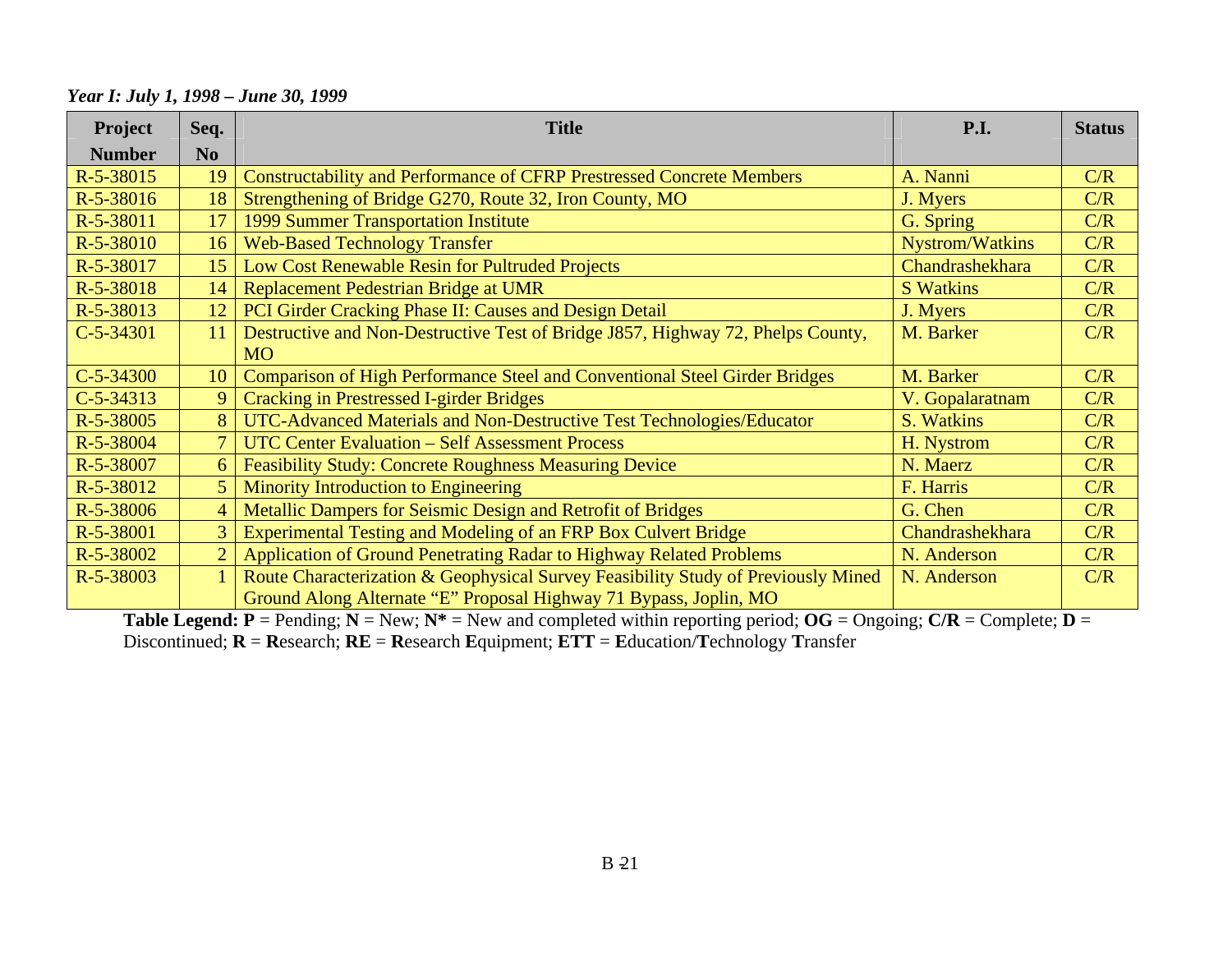*Year I: July 1, 1998 – June 30, 1999*

| Project Number | Seq. No | Title | P.I. | Status |
|---|---|---|---|---|
| R-5-38015 | 19 | Constructability and Performance of CFRP Prestressed Concrete Members | A. Nanni | C/R |
| R-5-38016 | 18 | Strengthening of Bridge G270, Route 32, Iron County, MO | J. Myers | C/R |
| R-5-38011 | 17 | 1999 Summer Transportation Institute | G. Spring | C/R |
| R-5-38010 | 16 | Web-Based Technology Transfer | Nystrom/Watkins | C/R |
| R-5-38017 | 15 | Low Cost Renewable Resin for Pultruded Projects | Chandrashekhara | C/R |
| R-5-38018 | 14 | Replacement Pedestrian Bridge at UMR | S Watkins | C/R |
| R-5-38013 | 12 | PCI Girder Cracking Phase II: Causes and Design Detail | J. Myers | C/R |
| C-5-34301 | 11 | Destructive and Non-Destructive Test of Bridge J857, Highway 72, Phelps County, MO | M. Barker | C/R |
| C-5-34300 | 10 | Comparison of High Performance Steel and Conventional Steel Girder Bridges | M. Barker | C/R |
| C-5-34313 | 9 | Cracking in Prestressed I-girder Bridges | V. Gopalaratnam | C/R |
| R-5-38005 | 8 | UTC-Advanced Materials and Non-Destructive Test Technologies/Educator | S. Watkins | C/R |
| R-5-38004 | 7 | UTC Center Evaluation – Self Assessment Process | H. Nystrom | C/R |
| R-5-38007 | 6 | Feasibility Study: Concrete Roughness Measuring Device | N. Maerz | C/R |
| R-5-38012 | 5 | Minority Introduction to Engineering | F. Harris | C/R |
| R-5-38006 | 4 | Metallic Dampers for Seismic Design and Retrofit of Bridges | G. Chen | C/R |
| R-5-38001 | 3 | Experimental Testing and Modeling of an FRP Box Culvert Bridge | Chandrashekhara | C/R |
| R-5-38002 | 2 | Application of Ground Penetrating Radar to Highway Related Problems | N. Anderson | C/R |
| R-5-38003 | 1 | Route Characterization & Geophysical Survey Feasibility Study of Previously Mined Ground Along Alternate "E" Proposal Highway 71 Bypass, Joplin, MO | N. Anderson | C/R |

**Table Legend: P** = Pending; **N** = New; **N*** = New and completed within reporting period; **OG** = Ongoing; **C/R** = Complete; **D** = Discontinued; **R** = **R**esearch; **RE** = **R**esearch **E**quipment; **ETT** = **E**ducation/**T**echnology **T**ransfer